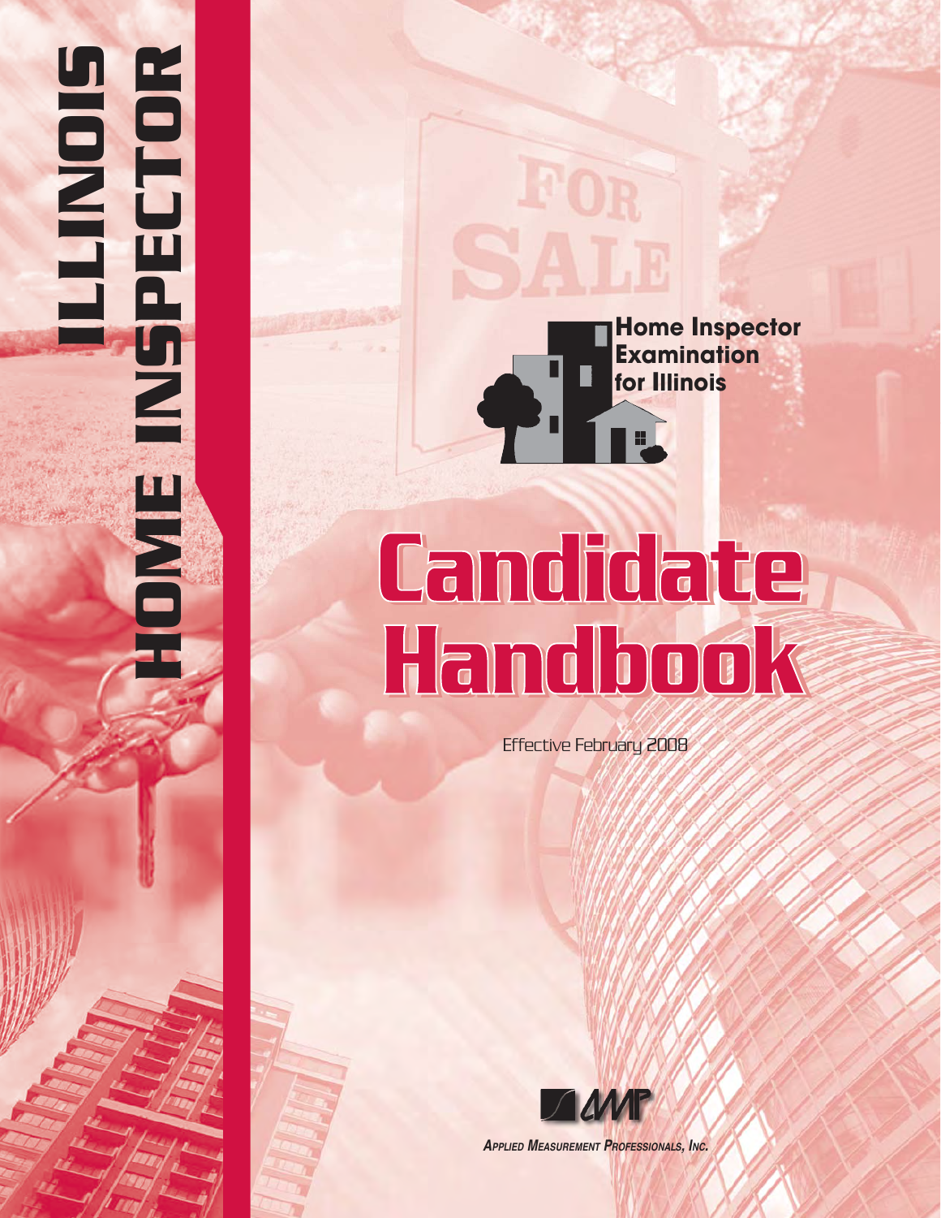# ILLINOIS HOME INSPECTOR

**Home Inspector Examination for Illinois**

# Candidate Handbook

Effective February 2008

*APPLIED MEASUREMENT PROFESSIONALS, INC.*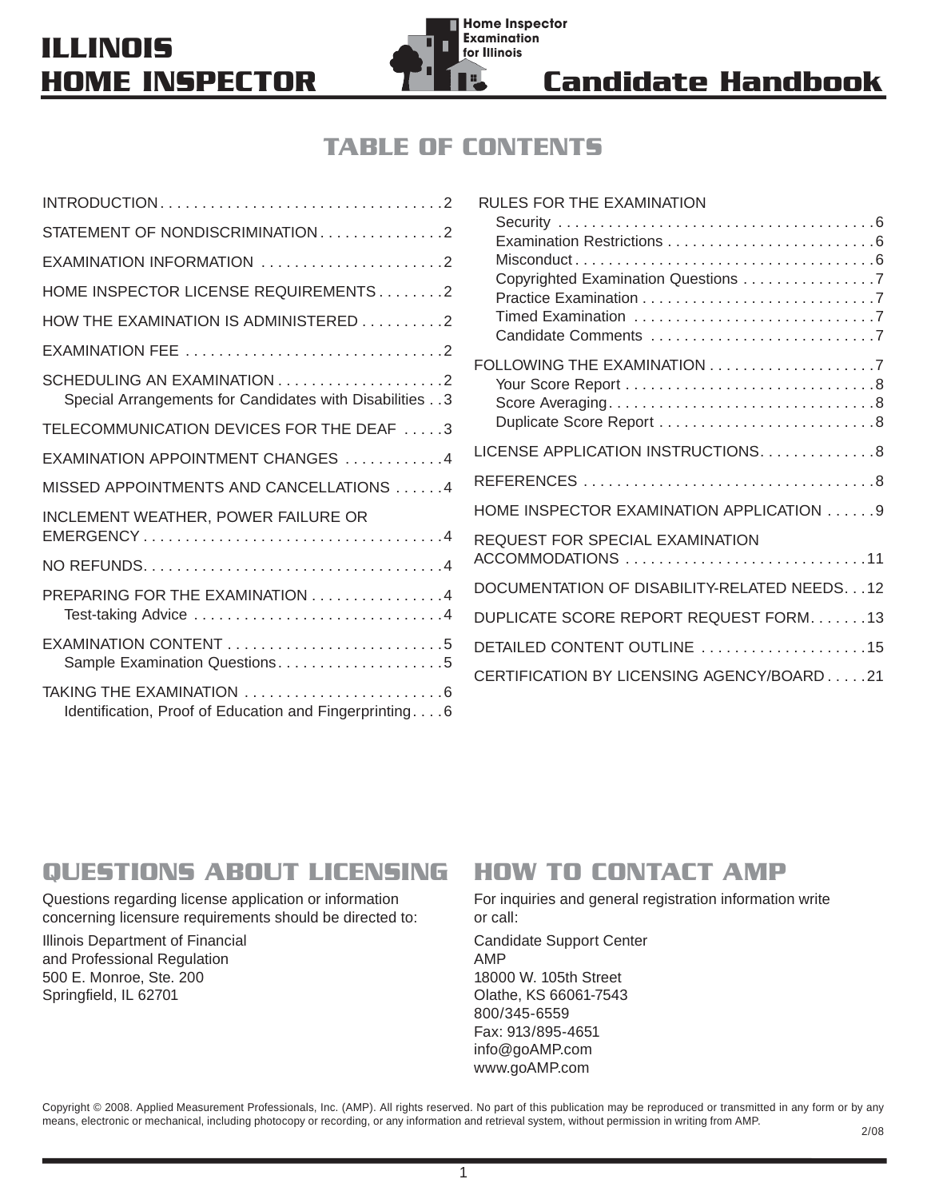# ILLINOIS HOME INSPECTOR Candidate Handbook

## TABLE OF CONTENTS

INTRODUCTION . . . . . 2

STATEMENT OF NONDISCRIMINATION . . . . . 2

EXAMINATION INFORMATION . . . . . 2

HOME INSPECTOR LICENSE REQUIREMENTS . . . . . 2

HOW THE EXAMINATION IS ADMINISTERED . . . . . 2

EXAMINATION FEE . . . . . 2

SCHEDULING AN EXAMINATION . . . . . 2
- Special Arrangements for Candidates with Disabilities . . 3

TELECOMMUNICATION DEVICES FOR THE DEAF . . . . . 3

EXAMINATION APPOINTMENT CHANGES . . . . . 4

MISSED APPOINTMENTS AND CANCELLATIONS . . . . . 4

INCLEMENT WEATHER, POWER FAILURE OR EMERGENCY . . . . . 4

NO REFUNDS . . . . . 4

PREPARING FOR THE EXAMINATION . . . . . 4
- Test-taking Advice . . . . . 4

EXAMINATION CONTENT . . . . . 5
- Sample Examination Questions . . . . . 5

TAKING THE EXAMINATION . . . . . 6
- Identification, Proof of Education and Fingerprinting . . . . 6

RULES FOR THE EXAMINATION
- Security . . . . . 6
- Examination Restrictions . . . . . 6
- Misconduct . . . . . 6
- Copyrighted Examination Questions . . . . . 7
- Practice Examination . . . . . 7
- Timed Examination . . . . . 7
- Candidate Comments . . . . . 7

FOLLOWING THE EXAMINATION . . . . . 7
- Your Score Report . . . . . 8
- Score Averaging . . . . . 8
- Duplicate Score Report . . . . . 8

LICENSE APPLICATION INSTRUCTIONS . . . . . 8

REFERENCES . . . . . 8

HOME INSPECTOR EXAMINATION APPLICATION . . . . . 9

REQUEST FOR SPECIAL EXAMINATION ACCOMMODATIONS . . . . . 11

DOCUMENTATION OF DISABILITY-RELATED NEEDS . . . 12

DUPLICATE SCORE REPORT REQUEST FORM . . . . . 13

DETAILED CONTENT OUTLINE . . . . . 15

CERTIFICATION BY LICENSING AGENCY/BOARD . . . . . 21

## QUESTIONS ABOUT LICENSING

Questions regarding license application or information concerning licensure requirements should be directed to:

Illinois Department of Financial
and Professional Regulation
500 E. Monroe, Ste. 200
Springfield, IL 62701

## HOW TO CONTACT AMP

For inquiries and general registration information write or call:

Candidate Support Center
AMP
18000 W. 105th Street
Olathe, KS 66061-7543
800/345-6559
Fax: 913/895-4651
info@goAMP.com
www.goAMP.com

Copyright © 2008. Applied Measurement Professionals, Inc. (AMP). All rights reserved. No part of this publication may be reproduced or transmitted in any form or by any means, electronic or mechanical, including photocopy or recording, or any information and retrieval system, without permission in writing from AMP.

2/08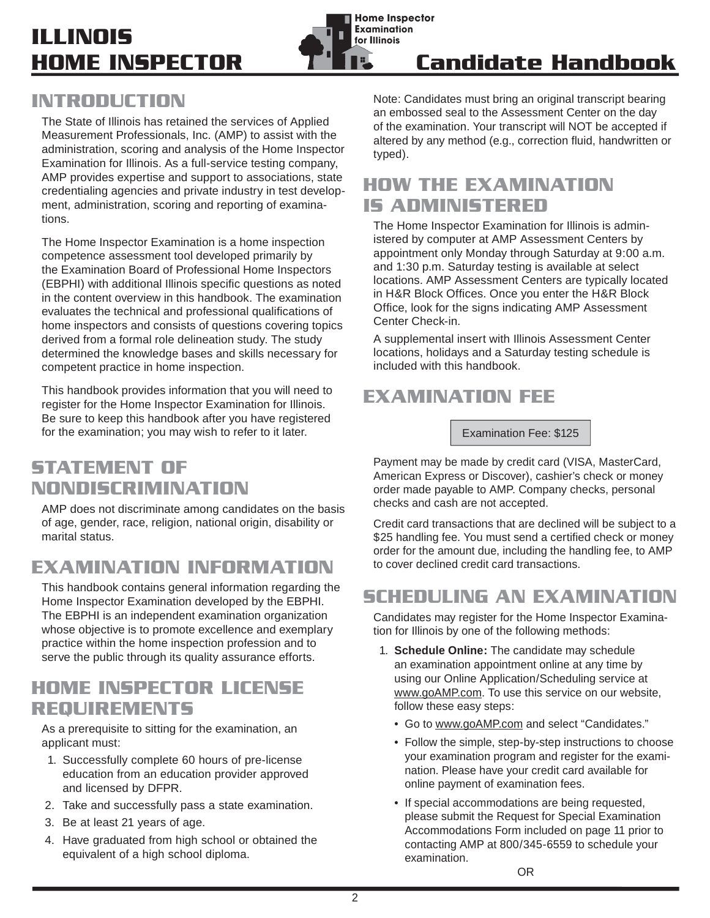## INTRODUCTION

The State of Illinois has retained the services of Applied Measurement Professionals, Inc. (AMP) to assist with the administration, scoring and analysis of the Home Inspector Examination for Illinois. As a full-service testing company, AMP provides expertise and support to associations, state credentialing agencies and private industry in test development, administration, scoring and reporting of examinations.

The Home Inspector Examination is a home inspection competence assessment tool developed primarily by the Examination Board of Professional Home Inspectors (EBPHI) with additional Illinois specific questions as noted in the content overview in this handbook. The examination evaluates the technical and professional qualifications of home inspectors and consists of questions covering topics derived from a formal role delineation study. The study determined the knowledge bases and skills necessary for competent practice in home inspection.

This handbook provides information that you will need to register for the Home Inspector Examination for Illinois. Be sure to keep this handbook after you have registered for the examination; you may wish to refer to it later.

## STATEMENT OF NONDISCRIMINATION

AMP does not discriminate among candidates on the basis of age, gender, race, religion, national origin, disability or marital status.

## EXAMINATION INFORMATION

This handbook contains general information regarding the Home Inspector Examination developed by the EBPHI. The EBPHI is an independent examination organization whose objective is to promote excellence and exemplary practice within the home inspection profession and to serve the public through its quality assurance efforts.

## HOME INSPECTOR LICENSE REQUIREMENTS

As a prerequisite to sitting for the examination, an applicant must:

1. Successfully complete 60 hours of pre-license education from an education provider approved and licensed by DFPR.
2. Take and successfully pass a state examination.
3. Be at least 21 years of age.
4. Have graduated from high school or obtained the equivalent of a high school diploma.

Note: Candidates must bring an original transcript bearing an embossed seal to the Assessment Center on the day of the examination. Your transcript will NOT be accepted if altered by any method (e.g., correction fluid, handwritten or typed).

## HOW THE EXAMINATION IS ADMINISTERED

The Home Inspector Examination for Illinois is administered by computer at AMP Assessment Centers by appointment only Monday through Saturday at 9:00 a.m. and 1:30 p.m. Saturday testing is available at select locations. AMP Assessment Centers are typically located in H&R Block Offices. Once you enter the H&R Block Office, look for the signs indicating AMP Assessment Center Check-in.

A supplemental insert with Illinois Assessment Center locations, holidays and a Saturday testing schedule is included with this handbook.

## EXAMINATION FEE

Examination Fee: $125

Payment may be made by credit card (VISA, MasterCard, American Express or Discover), cashier's check or money order made payable to AMP. Company checks, personal checks and cash are not accepted.

Credit card transactions that are declined will be subject to a $25 handling fee. You must send a certified check or money order for the amount due, including the handling fee, to AMP to cover declined credit card transactions.

## SCHEDULING AN EXAMINATION

Candidates may register for the Home Inspector Examination for Illinois by one of the following methods:

1. **Schedule Online:** The candidate may schedule an examination appointment online at any time by using our Online Application/Scheduling service at www.goAMP.com. To use this service on our website, follow these easy steps:
   - Go to www.goAMP.com and select "Candidates."
   - Follow the simple, step-by-step instructions to choose your examination program and register for the examination. Please have your credit card available for online payment of examination fees.
   - If special accommodations are being requested, please submit the Request for Special Examination Accommodations Form included on page 11 prior to contacting AMP at 800/345-6559 to schedule your examination.

OR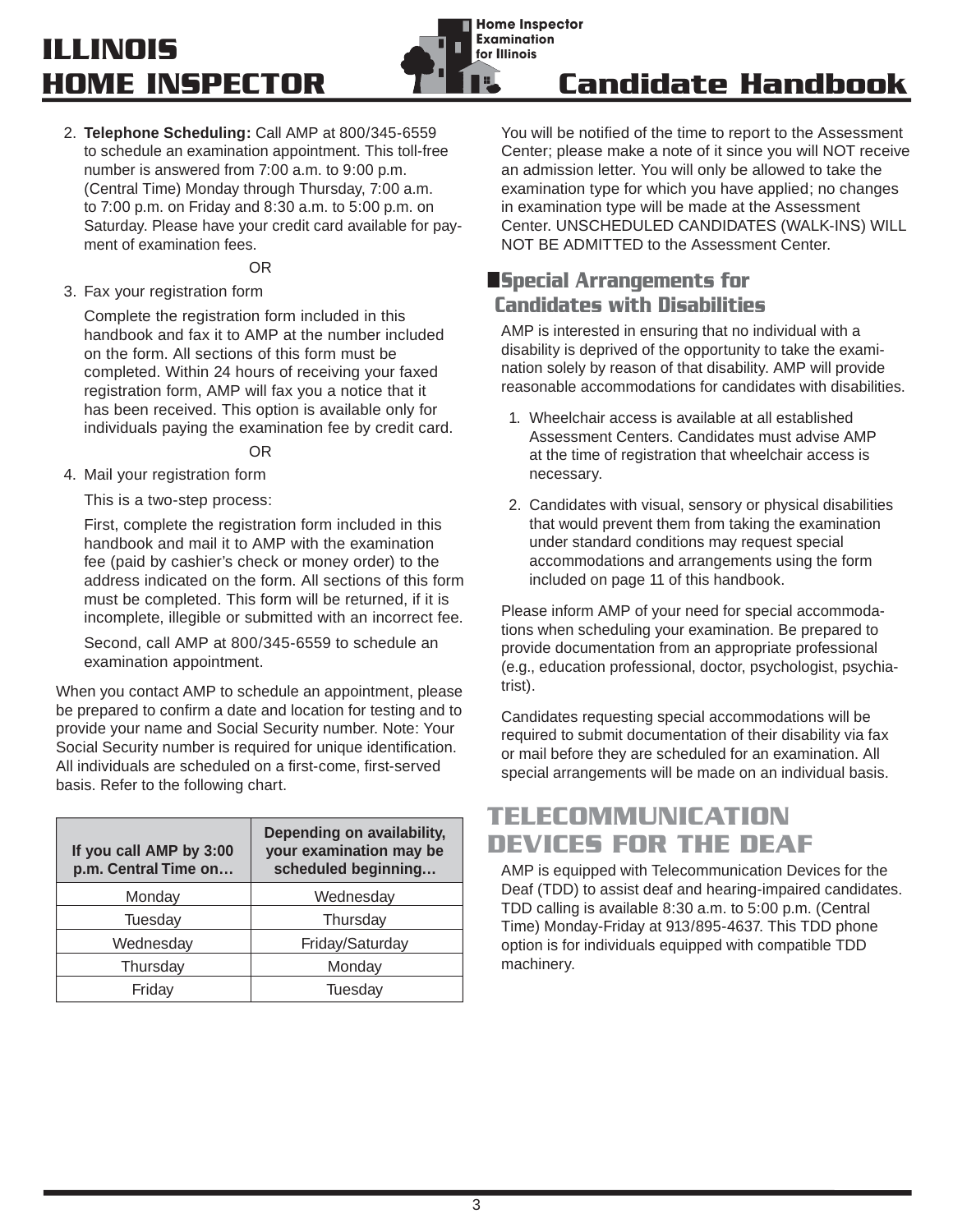2. **Telephone Scheduling:** Call AMP at 800/345-6559 to schedule an examination appointment. This toll-free number is answered from 7:00 a.m. to 9:00 p.m. (Central Time) Monday through Thursday, 7:00 a.m. to 7:00 p.m. on Friday and 8:30 a.m. to 5:00 p.m. on Saturday. Please have your credit card available for payment of examination fees.

OR

3. Fax your registration form

   Complete the registration form included in this handbook and fax it to AMP at the number included on the form. All sections of this form must be completed. Within 24 hours of receiving your faxed registration form, AMP will fax you a notice that it has been received. This option is available only for individuals paying the examination fee by credit card.

OR

4. Mail your registration form

   This is a two-step process:

   First, complete the registration form included in this handbook and mail it to AMP with the examination fee (paid by cashier's check or money order) to the address indicated on the form. All sections of this form must be completed. This form will be returned, if it is incomplete, illegible or submitted with an incorrect fee.

   Second, call AMP at 800/345-6559 to schedule an examination appointment.

When you contact AMP to schedule an appointment, please be prepared to confirm a date and location for testing and to provide your name and Social Security number. Note: Your Social Security number is required for unique identification. All individuals are scheduled on a first-come, first-served basis. Refer to the following chart.

| If you call AMP by 3:00 p.m. Central Time on… | Depending on availability, your examination may be scheduled beginning… |
|---|---|
| Monday | Wednesday |
| Tuesday | Thursday |
| Wednesday | Friday/Saturday |
| Thursday | Monday |
| Friday | Tuesday |

You will be notified of the time to report to the Assessment Center; please make a note of it since you will NOT receive an admission letter. You will only be allowed to take the examination type for which you have applied; no changes in examination type will be made at the Assessment Center. UNSCHEDULED CANDIDATES (WALK-INS) WILL NOT BE ADMITTED to the Assessment Center.

## Special Arrangements for Candidates with Disabilities

AMP is interested in ensuring that no individual with a disability is deprived of the opportunity to take the examination solely by reason of that disability. AMP will provide reasonable accommodations for candidates with disabilities.

1. Wheelchair access is available at all established Assessment Centers. Candidates must advise AMP at the time of registration that wheelchair access is necessary.
2. Candidates with visual, sensory or physical disabilities that would prevent them from taking the examination under standard conditions may request special accommodations and arrangements using the form included on page 11 of this handbook.

Please inform AMP of your need for special accommodations when scheduling your examination. Be prepared to provide documentation from an appropriate professional (e.g., education professional, doctor, psychologist, psychiatrist).

Candidates requesting special accommodations will be required to submit documentation of their disability via fax or mail before they are scheduled for an examination. All special arrangements will be made on an individual basis.

# TELECOMMUNICATION DEVICES FOR THE DEAF

AMP is equipped with Telecommunication Devices for the Deaf (TDD) to assist deaf and hearing-impaired candidates. TDD calling is available 8:30 a.m. to 5:00 p.m. (Central Time) Monday-Friday at 913/895-4637. This TDD phone option is for individuals equipped with compatible TDD machinery.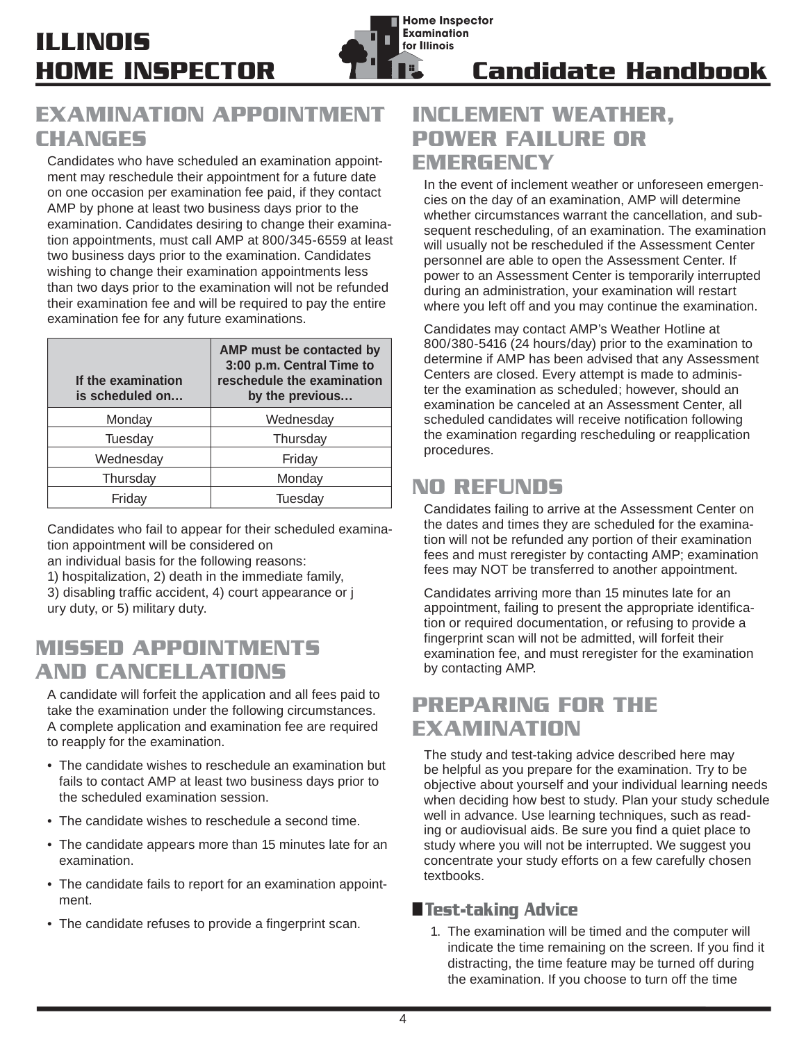## EXAMINATION APPOINTMENT CHANGES

Candidates who have scheduled an examination appointment may reschedule their appointment for a future date on one occasion per examination fee paid, if they contact AMP by phone at least two business days prior to the examination. Candidates desiring to change their examination appointments, must call AMP at 800/345-6559 at least two business days prior to the examination. Candidates wishing to change their examination appointments less than two days prior to the examination will not be refunded their examination fee and will be required to pay the entire examination fee for any future examinations.

| If the examination is scheduled on… | AMP must be contacted by 3:00 p.m. Central Time to reschedule the examination by the previous… |
|---|---|
| Monday | Wednesday |
| Tuesday | Thursday |
| Wednesday | Friday |
| Thursday | Monday |
| Friday | Tuesday |

Candidates who fail to appear for their scheduled examination appointment will be considered on an individual basis for the following reasons: 1) hospitalization, 2) death in the immediate family, 3) disabling traffic accident, 4) court appearance or jury duty, or 5) military duty.

## MISSED APPOINTMENTS AND CANCELLATIONS

A candidate will forfeit the application and all fees paid to take the examination under the following circumstances. A complete application and examination fee are required to reapply for the examination.

- The candidate wishes to reschedule an examination but fails to contact AMP at least two business days prior to the scheduled examination session.
- The candidate wishes to reschedule a second time.
- The candidate appears more than 15 minutes late for an examination.
- The candidate fails to report for an examination appointment.
- The candidate refuses to provide a fingerprint scan.

## INCLEMENT WEATHER, POWER FAILURE OR EMERGENCY

In the event of inclement weather or unforeseen emergencies on the day of an examination, AMP will determine whether circumstances warrant the cancellation, and subsequent rescheduling, of an examination. The examination will usually not be rescheduled if the Assessment Center personnel are able to open the Assessment Center. If power to an Assessment Center is temporarily interrupted during an administration, your examination will restart where you left off and you may continue the examination.

Candidates may contact AMP's Weather Hotline at 800/380-5416 (24 hours/day) prior to the examination to determine if AMP has been advised that any Assessment Centers are closed. Every attempt is made to administer the examination as scheduled; however, should an examination be canceled at an Assessment Center, all scheduled candidates will receive notification following the examination regarding rescheduling or reapplication procedures.

## NO REFUNDS

Candidates failing to arrive at the Assessment Center on the dates and times they are scheduled for the examination will not be refunded any portion of their examination fees and must reregister by contacting AMP; examination fees may NOT be transferred to another appointment.

Candidates arriving more than 15 minutes late for an appointment, failing to present the appropriate identification or required documentation, or refusing to provide a fingerprint scan will not be admitted, will forfeit their examination fee, and must reregister for the examination by contacting AMP.

## PREPARING FOR THE EXAMINATION

The study and test-taking advice described here may be helpful as you prepare for the examination. Try to be objective about yourself and your individual learning needs when deciding how best to study. Plan your study schedule well in advance. Use learning techniques, such as reading or audiovisual aids. Be sure you find a quiet place to study where you will not be interrupted. We suggest you concentrate your study efforts on a few carefully chosen textbooks.

### Test-taking Advice

1. The examination will be timed and the computer will indicate the time remaining on the screen. If you find it distracting, the time feature may be turned off during the examination. If you choose to turn off the time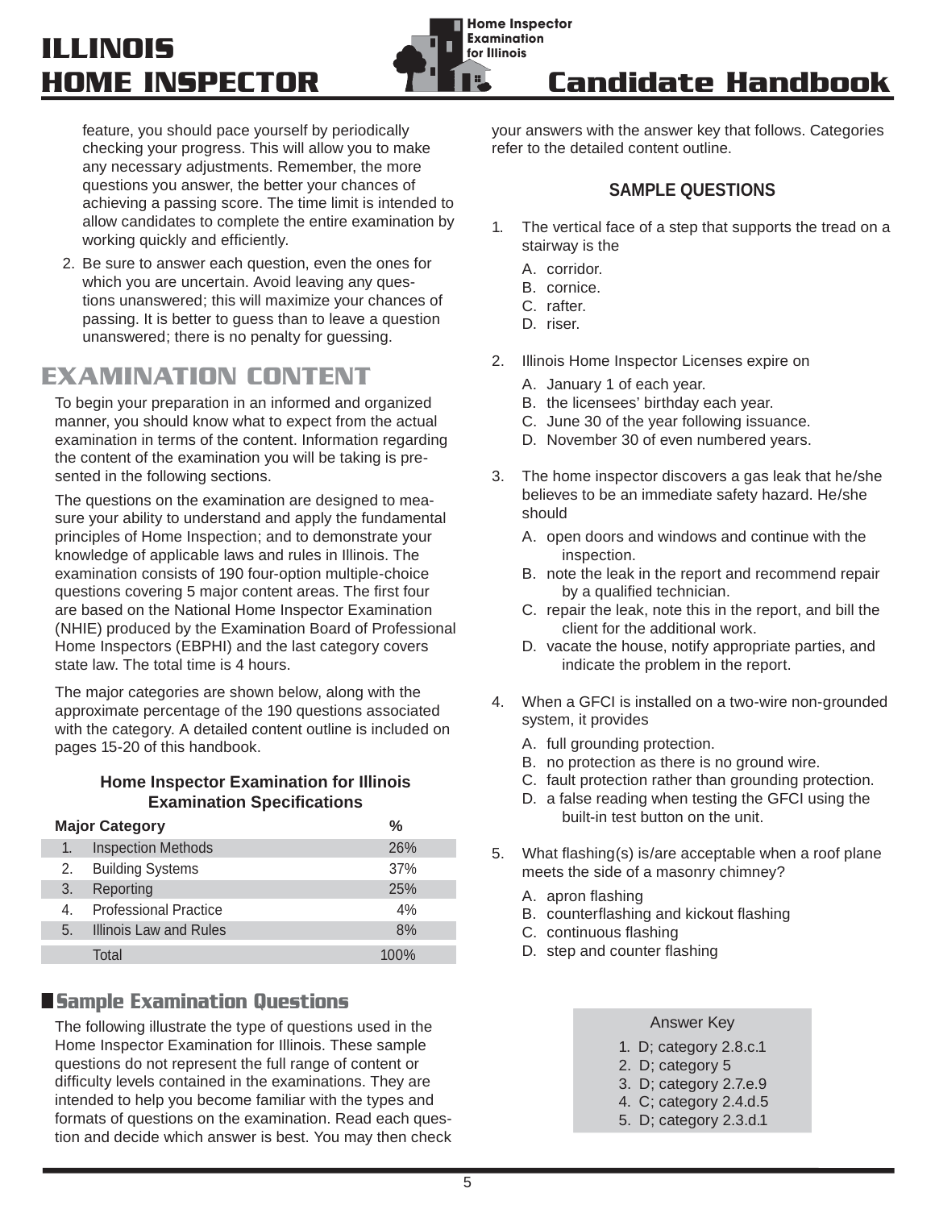feature, you should pace yourself by periodically checking your progress. This will allow you to make any necessary adjustments. Remember, the more questions you answer, the better your chances of achieving a passing score. The time limit is intended to allow candidates to complete the entire examination by working quickly and efficiently.

2. Be sure to answer each question, even the ones for which you are uncertain. Avoid leaving any questions unanswered; this will maximize your chances of passing. It is better to guess than to leave a question unanswered; there is no penalty for guessing.

# EXAMINATION CONTENT

To begin your preparation in an informed and organized manner, you should know what to expect from the actual examination in terms of the content. Information regarding the content of the examination you will be taking is presented in the following sections.

The questions on the examination are designed to measure your ability to understand and apply the fundamental principles of Home Inspection; and to demonstrate your knowledge of applicable laws and rules in Illinois. The examination consists of 190 four-option multiple-choice questions covering 5 major content areas. The first four are based on the National Home Inspector Examination (NHIE) produced by the Examination Board of Professional Home Inspectors (EBPHI) and the last category covers state law. The total time is 4 hours.

The major categories are shown below, along with the approximate percentage of the 190 questions associated with the category. A detailed content outline is included on pages 15-20 of this handbook.

**Home Inspector Examination for Illinois Examination Specifications**

| | Major Category | % |
|---|---|---|
| 1. | Inspection Methods | 26% |
| 2. | Building Systems | 37% |
| 3. | Reporting | 25% |
| 4. | Professional Practice | 4% |
| 5. | Illinois Law and Rules | 8% |
| | Total | 100% |

## Sample Examination Questions

The following illustrate the type of questions used in the Home Inspector Examination for Illinois. These sample questions do not represent the full range of content or difficulty levels contained in the examinations. They are intended to help you become familiar with the types and formats of questions on the examination. Read each question and decide which answer is best. You may then check your answers with the answer key that follows. Categories refer to the detailed content outline.

### SAMPLE QUESTIONS

1. The vertical face of a step that supports the tread on a stairway is the
   - A. corridor.
   - B. cornice.
   - C. rafter.
   - D. riser.

2. Illinois Home Inspector Licenses expire on
   - A. January 1 of each year.
   - B. the licensees' birthday each year.
   - C. June 30 of the year following issuance.
   - D. November 30 of even numbered years.

3. The home inspector discovers a gas leak that he/she believes to be an immediate safety hazard. He/she should
   - A. open doors and windows and continue with the inspection.
   - B. note the leak in the report and recommend repair by a qualified technician.
   - C. repair the leak, note this in the report, and bill the client for the additional work.
   - D. vacate the house, notify appropriate parties, and indicate the problem in the report.

4. When a GFCI is installed on a two-wire non-grounded system, it provides
   - A. full grounding protection.
   - B. no protection as there is no ground wire.
   - C. fault protection rather than grounding protection.
   - D. a false reading when testing the GFCI using the built-in test button on the unit.

5. What flashing(s) is/are acceptable when a roof plane meets the side of a masonry chimney?
   - A. apron flashing
   - B. counterflashing and kickout flashing
   - C. continuous flashing
   - D. step and counter flashing

**Answer Key**

1. D; category 2.8.c.1
2. D; category 5
3. D; category 2.7.e.9
4. C; category 2.4.d.5
5. D; category 2.3.d.1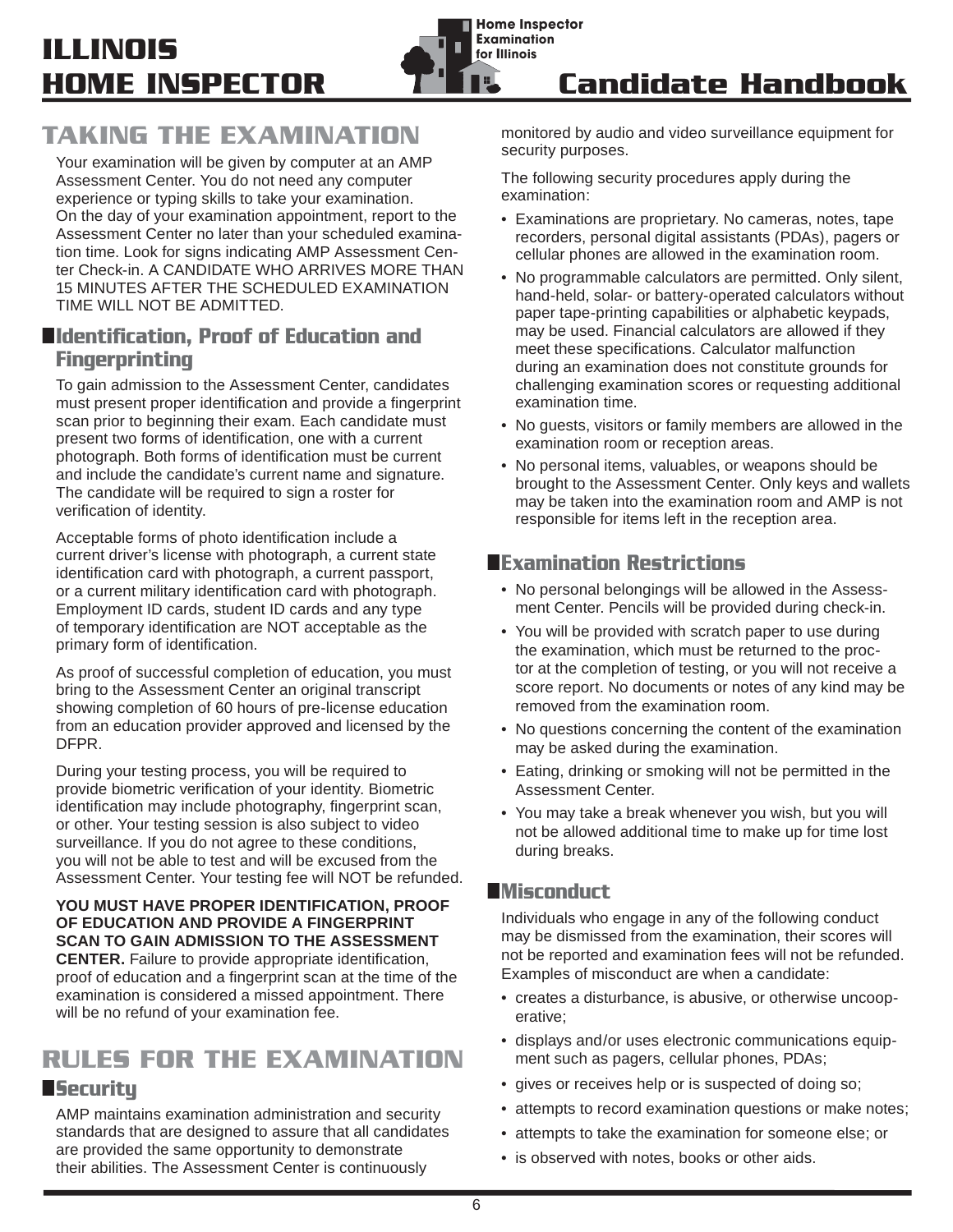# TAKING THE EXAMINATION

Your examination will be given by computer at an AMP Assessment Center. You do not need any computer experience or typing skills to take your examination. On the day of your examination appointment, report to the Assessment Center no later than your scheduled examination time. Look for signs indicating AMP Assessment Center Check-in. A CANDIDATE WHO ARRIVES MORE THAN 15 MINUTES AFTER THE SCHEDULED EXAMINATION TIME WILL NOT BE ADMITTED.

## Identification, Proof of Education and Fingerprinting

To gain admission to the Assessment Center, candidates must present proper identification and provide a fingerprint scan prior to beginning their exam. Each candidate must present two forms of identification, one with a current photograph. Both forms of identification must be current and include the candidate's current name and signature. The candidate will be required to sign a roster for verification of identity.

Acceptable forms of photo identification include a current driver's license with photograph, a current state identification card with photograph, a current passport, or a current military identification card with photograph. Employment ID cards, student ID cards and any type of temporary identification are NOT acceptable as the primary form of identification.

As proof of successful completion of education, you must bring to the Assessment Center an original transcript showing completion of 60 hours of pre-license education from an education provider approved and licensed by the DFPR.

During your testing process, you will be required to provide biometric verification of your identity. Biometric identification may include photography, fingerprint scan, or other. Your testing session is also subject to video surveillance. If you do not agree to these conditions, you will not be able to test and will be excused from the Assessment Center. Your testing fee will NOT be refunded.

**YOU MUST HAVE PROPER IDENTIFICATION, PROOF OF EDUCATION AND PROVIDE A FINGERPRINT SCAN TO GAIN ADMISSION TO THE ASSESSMENT CENTER.** Failure to provide appropriate identification, proof of education and a fingerprint scan at the time of the examination is considered a missed appointment. There will be no refund of your examination fee.

# RULES FOR THE EXAMINATION

## Security

AMP maintains examination administration and security standards that are designed to assure that all candidates are provided the same opportunity to demonstrate their abilities. The Assessment Center is continuously monitored by audio and video surveillance equipment for security purposes.

The following security procedures apply during the examination:

- Examinations are proprietary. No cameras, notes, tape recorders, personal digital assistants (PDAs), pagers or cellular phones are allowed in the examination room.
- No programmable calculators are permitted. Only silent, hand-held, solar- or battery-operated calculators without paper tape-printing capabilities or alphabetic keypads, may be used. Financial calculators are allowed if they meet these specifications. Calculator malfunction during an examination does not constitute grounds for challenging examination scores or requesting additional examination time.
- No guests, visitors or family members are allowed in the examination room or reception areas.
- No personal items, valuables, or weapons should be brought to the Assessment Center. Only keys and wallets may be taken into the examination room and AMP is not responsible for items left in the reception area.

## Examination Restrictions

- No personal belongings will be allowed in the Assessment Center. Pencils will be provided during check-in.
- You will be provided with scratch paper to use during the examination, which must be returned to the proctor at the completion of testing, or you will not receive a score report. No documents or notes of any kind may be removed from the examination room.
- No questions concerning the content of the examination may be asked during the examination.
- Eating, drinking or smoking will not be permitted in the Assessment Center.
- You may take a break whenever you wish, but you will not be allowed additional time to make up for time lost during breaks.

## Misconduct

Individuals who engage in any of the following conduct may be dismissed from the examination, their scores will not be reported and examination fees will not be refunded. Examples of misconduct are when a candidate:

- creates a disturbance, is abusive, or otherwise uncooperative;
- displays and/or uses electronic communications equipment such as pagers, cellular phones, PDAs;
- gives or receives help or is suspected of doing so;
- attempts to record examination questions or make notes;
- attempts to take the examination for someone else; or
- is observed with notes, books or other aids.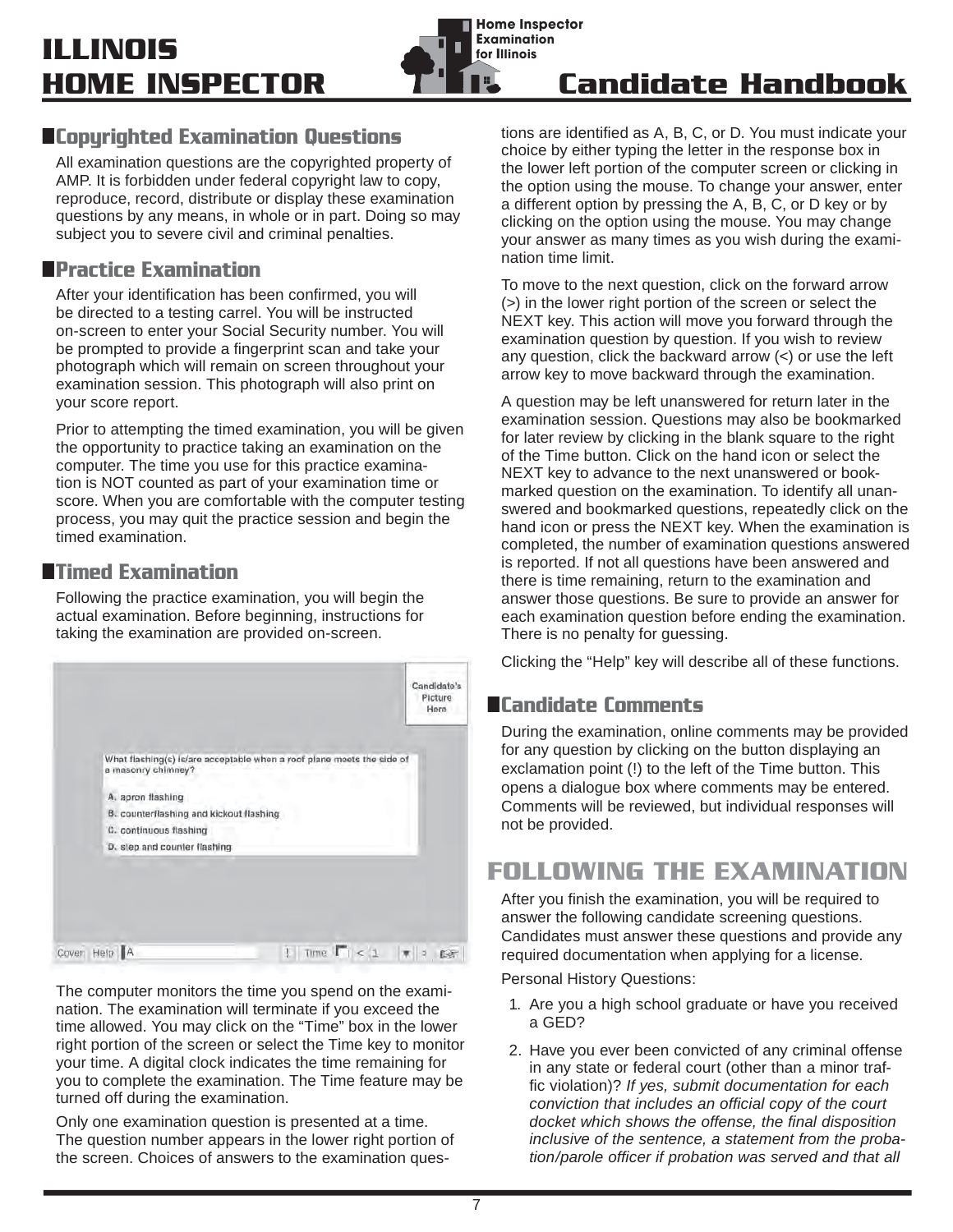## Copyrighted Examination Questions

All examination questions are the copyrighted property of AMP. It is forbidden under federal copyright law to copy, reproduce, record, distribute or display these examination questions by any means, in whole or in part. Doing so may subject you to severe civil and criminal penalties.

## Practice Examination

After your identification has been confirmed, you will be directed to a testing carrel. You will be instructed on-screen to enter your Social Security number. You will be prompted to provide a fingerprint scan and take your photograph which will remain on screen throughout your examination session. This photograph will also print on your score report.

Prior to attempting the timed examination, you will be given the opportunity to practice taking an examination on the computer. The time you use for this practice examination is NOT counted as part of your examination time or score. When you are comfortable with the computer testing process, you may quit the practice session and begin the timed examination.

## Timed Examination

Following the practice examination, you will begin the actual examination. Before beginning, instructions for taking the examination are provided on-screen.

Candidate's Picture Here

What flashing(s) is/are acceptable when a roof plane meets the side of a masonry chimney?

A. apron flashing
B. counterflashing and kickout flashing
C. continuous flashing
D. step and counter flashing

Cover Help A ! Time < 1 > 

The computer monitors the time you spend on the examination. The examination will terminate if you exceed the time allowed. You may click on the "Time" box in the lower right portion of the screen or select the Time key to monitor your time. A digital clock indicates the time remaining for you to complete the examination. The Time feature may be turned off during the examination.

Only one examination question is presented at a time. The question number appears in the lower right portion of the screen. Choices of answers to the examination questions are identified as A, B, C, or D. You must indicate your choice by either typing the letter in the response box in the lower left portion of the computer screen or clicking in the option using the mouse. To change your answer, enter a different option by pressing the A, B, C, or D key or by clicking on the option using the mouse. You may change your answer as many times as you wish during the examination time limit.

To move to the next question, click on the forward arrow (>) in the lower right portion of the screen or select the NEXT key. This action will move you forward through the examination question by question. If you wish to review any question, click the backward arrow (<) or use the left arrow key to move backward through the examination.

A question may be left unanswered for return later in the examination session. Questions may also be bookmarked for later review by clicking in the blank square to the right of the Time button. Click on the hand icon or select the NEXT key to advance to the next unanswered or bookmarked question on the examination. To identify all unanswered and bookmarked questions, repeatedly click on the hand icon or press the NEXT key. When the examination is completed, the number of examination questions answered is reported. If not all questions have been answered and there is time remaining, return to the examination and answer those questions. Be sure to provide an answer for each examination question before ending the examination. There is no penalty for guessing.

Clicking the "Help" key will describe all of these functions.

## Candidate Comments

During the examination, online comments may be provided for any question by clicking on the button displaying an exclamation point (!) to the left of the Time button. This opens a dialogue box where comments may be entered. Comments will be reviewed, but individual responses will not be provided.

# FOLLOWING THE EXAMINATION

After you finish the examination, you will be required to answer the following candidate screening questions. Candidates must answer these questions and provide any required documentation when applying for a license.

Personal History Questions:

1. Are you a high school graduate or have you received a GED?
2. Have you ever been convicted of any criminal offense in any state or federal court (other than a minor traffic violation)? *If yes, submit documentation for each conviction that includes an official copy of the court docket which shows the offense, the final disposition inclusive of the sentence, a statement from the probation/parole officer if probation was served and that all*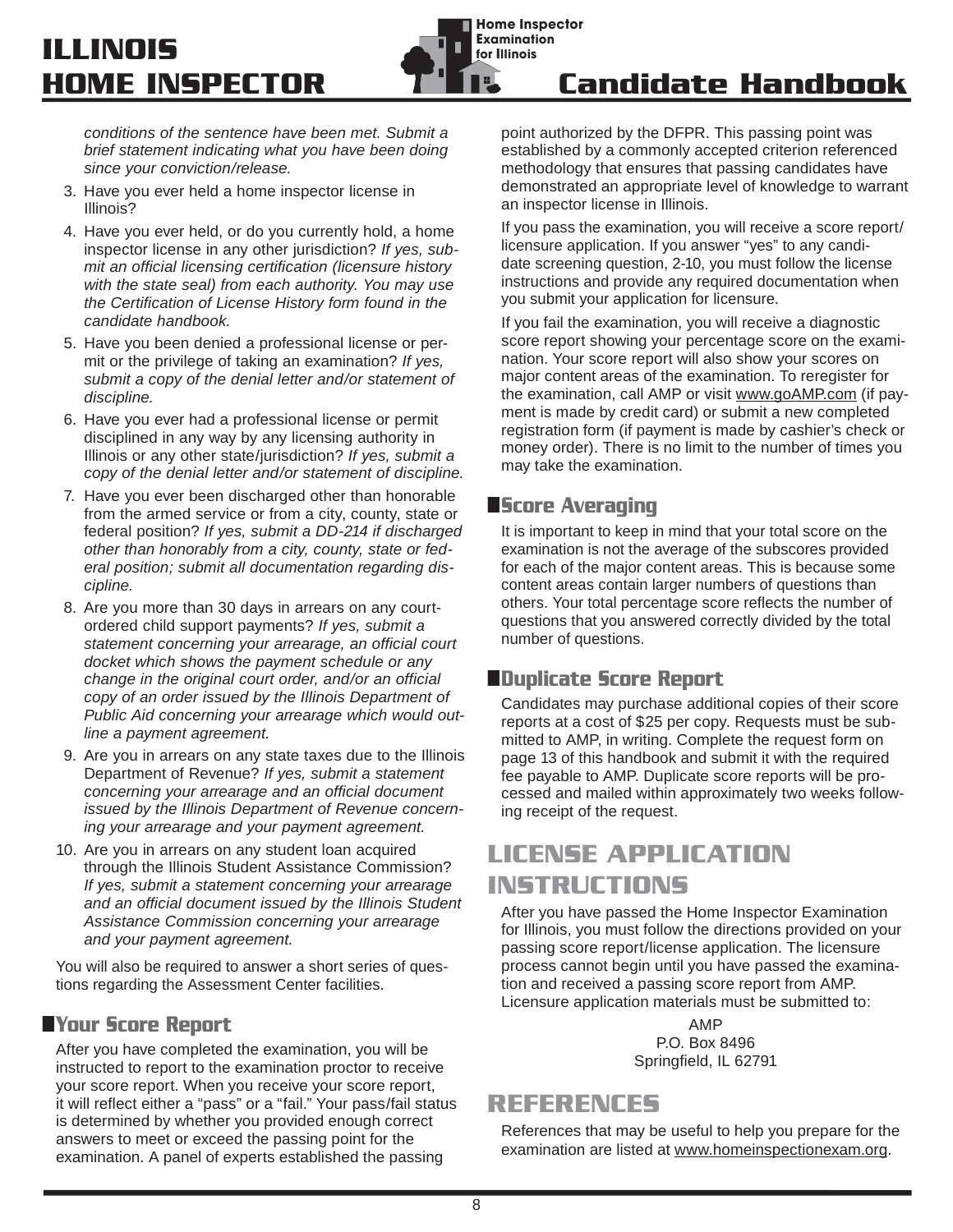*conditions of the sentence have been met. Submit a brief statement indicating what you have been doing since your conviction/release.*

3. Have you ever held a home inspector license in Illinois?
4. Have you ever held, or do you currently hold, a home inspector license in any other jurisdiction? *If yes, submit an official licensing certification (licensure history with the state seal) from each authority. You may use the Certification of License History form found in the candidate handbook.*
5. Have you been denied a professional license or permit or the privilege of taking an examination? *If yes, submit a copy of the denial letter and/or statement of discipline.*
6. Have you ever had a professional license or permit disciplined in any way by any licensing authority in Illinois or any other state/jurisdiction? *If yes, submit a copy of the denial letter and/or statement of discipline.*
7. Have you ever been discharged other than honorable from the armed service or from a city, county, state or federal position? *If yes, submit a DD-214 if discharged other than honorably from a city, county, state or federal position; submit all documentation regarding discipline.*
8. Are you more than 30 days in arrears on any court-ordered child support payments? *If yes, submit a statement concerning your arrearage, an official court docket which shows the payment schedule or any change in the original court order, and/or an official copy of an order issued by the Illinois Department of Public Aid concerning your arrearage which would outline a payment agreement.*
9. Are you in arrears on any state taxes due to the Illinois Department of Revenue? *If yes, submit a statement concerning your arrearage and an official document issued by the Illinois Department of Revenue concerning your arrearage and your payment agreement.*
10. Are you in arrears on any student loan acquired through the Illinois Student Assistance Commission? *If yes, submit a statement concerning your arrearage and an official document issued by the Illinois Student Assistance Commission concerning your arrearage and your payment agreement.*

You will also be required to answer a short series of questions regarding the Assessment Center facilities.

### Your Score Report

After you have completed the examination, you will be instructed to report to the examination proctor to receive your score report. When you receive your score report, it will reflect either a "pass" or a "fail." Your pass/fail status is determined by whether you provided enough correct answers to meet or exceed the passing point for the examination. A panel of experts established the passing point authorized by the DFPR. This passing point was established by a commonly accepted criterion referenced methodology that ensures that passing candidates have demonstrated an appropriate level of knowledge to warrant an inspector license in Illinois.

If you pass the examination, you will receive a score report/licensure application. If you answer "yes" to any candidate screening question, 2-10, you must follow the license instructions and provide any required documentation when you submit your application for licensure.

If you fail the examination, you will receive a diagnostic score report showing your percentage score on the examination. Your score report will also show your scores on major content areas of the examination. To reregister for the examination, call AMP or visit www.goAMP.com (if payment is made by credit card) or submit a new completed registration form (if payment is made by cashier's check or money order). There is no limit to the number of times you may take the examination.

### Score Averaging

It is important to keep in mind that your total score on the examination is not the average of the subscores provided for each of the major content areas. This is because some content areas contain larger numbers of questions than others. Your total percentage score reflects the number of questions that you answered correctly divided by the total number of questions.

### Duplicate Score Report

Candidates may purchase additional copies of their score reports at a cost of $25 per copy. Requests must be submitted to AMP, in writing. Complete the request form on page 13 of this handbook and submit it with the required fee payable to AMP. Duplicate score reports will be processed and mailed within approximately two weeks following receipt of the request.

## LICENSE APPLICATION INSTRUCTIONS

After you have passed the Home Inspector Examination for Illinois, you must follow the directions provided on your passing score report/license application. The licensure process cannot begin until you have passed the examination and received a passing score report from AMP. Licensure application materials must be submitted to:

AMP
P.O. Box 8496
Springfield, IL 62791

## REFERENCES

References that may be useful to help you prepare for the examination are listed at www.homeinspectionexam.org.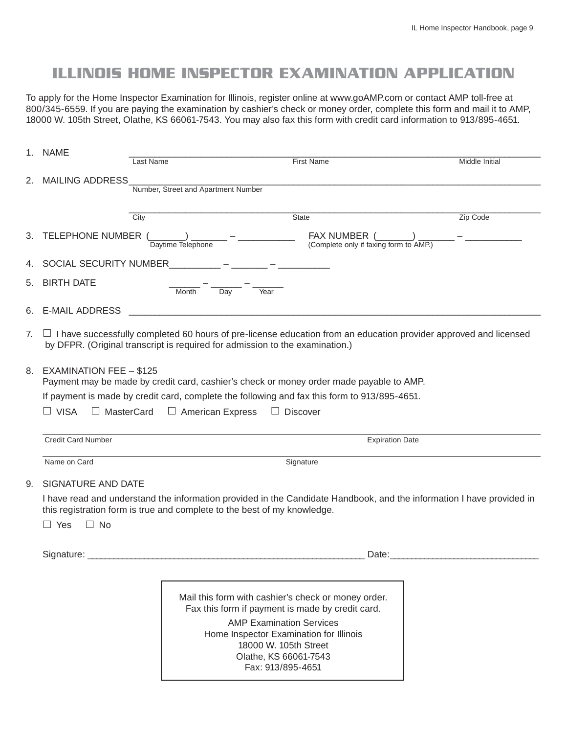# ILLINOIS HOME INSPECTOR EXAMINATION APPLICATION

To apply for the Home Inspector Examination for Illinois, register online at www.goAMP.com or contact AMP toll-free at 800/345-6559. If you are paying the examination by cashier's check or money order, complete this form and mail it to AMP, 18000 W. 105th Street, Olathe, KS 66061-7543. You may also fax this form with credit card information to 913/895-4651.

1. NAME ____________________________________________________________
   Last Name First Name Middle Initial

2. MAILING ADDRESS____________________________________________________
   Number, Street and Apartment Number

   ____________________________________________________________
   City State Zip Code

3. TELEPHONE NUMBER (_______) _______ – ___________ FAX NUMBER (_______) _______ – ___________
   Daytime Telephone (Complete only if faxing form to AMP.)

4. SOCIAL SECURITY NUMBER__________ – _______ – __________

5. BIRTH DATE ______ – ______ – ______
   Month Day Year

6. E-MAIL ADDRESS ____________________________________________________________

7. ☐ I have successfully completed 60 hours of pre-license education from an education provider approved and licensed by DFPR. (Original transcript is required for admission to the examination.)

8. EXAMINATION FEE – $125
   Payment may be made by credit card, cashier's check or money order made payable to AMP.

   If payment is made by credit card, complete the following and fax this form to 913/895-4651.

   ☐ VISA ☐ MasterCard ☐ American Express ☐ Discover

   ____________________________________________________________
   Credit Card Number Expiration Date

   ____________________________________________________________
   Name on Card Signature

9. SIGNATURE AND DATE

   I have read and understand the information provided in the Candidate Handbook, and the information I have provided in this registration form is true and complete to the best of my knowledge.

   ☐ Yes ☐ No

   Signature: ____________________________________________ Date:_____________________________

Mail this form with cashier's check or money order.
Fax this form if payment is made by credit card.

AMP Examination Services
Home Inspector Examination for Illinois
18000 W. 105th Street
Olathe, KS 66061-7543
Fax: 913/895-4651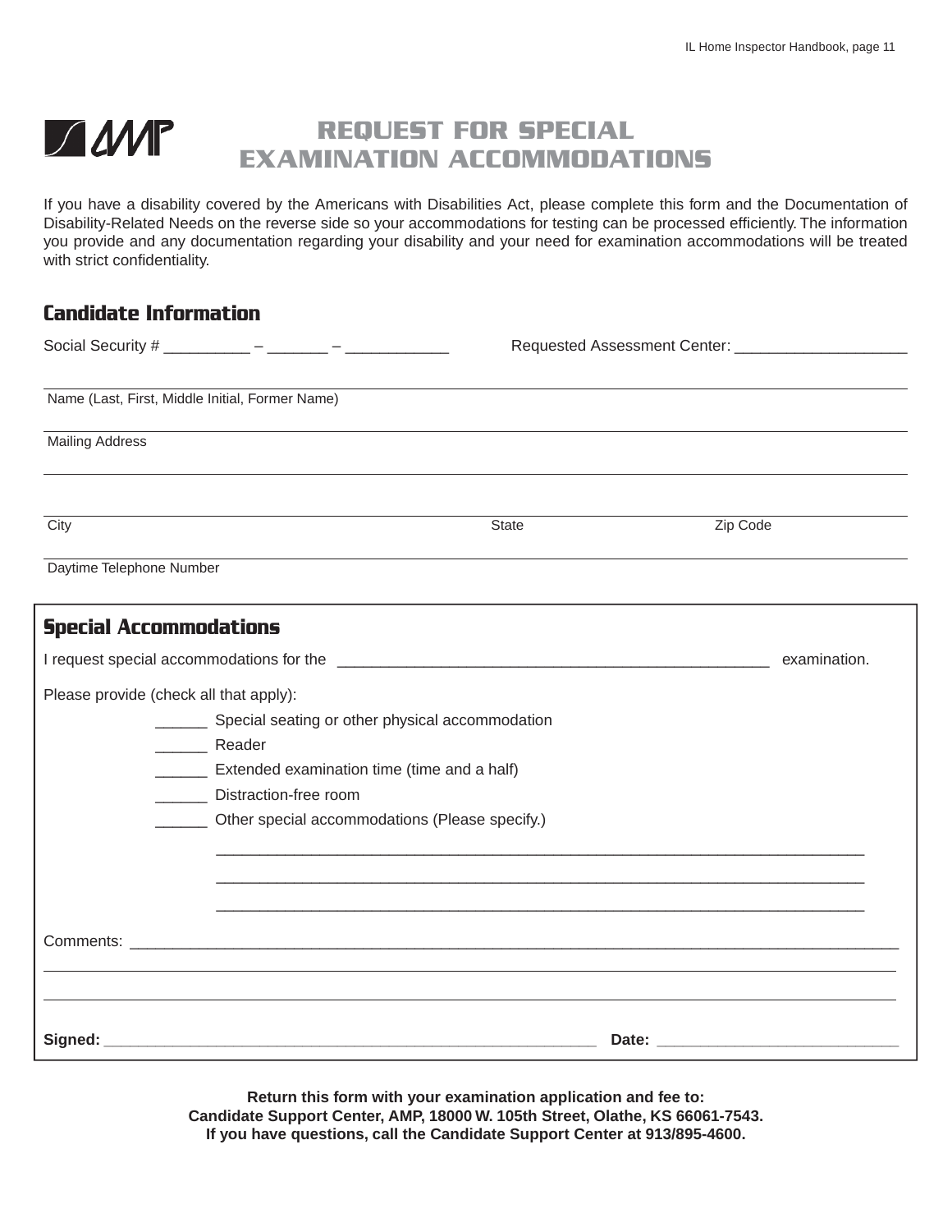# REQUEST FOR SPECIAL EXAMINATION ACCOMMODATIONS

If you have a disability covered by the Americans with Disabilities Act, please complete this form and the Documentation of Disability-Related Needs on the reverse side so your accommodations for testing can be processed efficiently. The information you provide and any documentation regarding your disability and your need for examination accommodations will be treated with strict confidentiality.

## Candidate Information

Social Security # __________ – _______ – ____________ Requested Assessment Center: ____________________

______________________________________________________________________
Name (Last, First, Middle Initial, Former Name)

______________________________________________________________________
Mailing Address

______________________________________________________________________

______________________________________________________________________
City State Zip Code

______________________________________________________________________
Daytime Telephone Number

## Special Accommodations

I request special accommodations for the ___________________________________________________ examination.

Please provide (check all that apply):

______ Special seating or other physical accommodation

______ Reader

______ Extended examination time (time and a half)

______ Distraction-free room

______ Other special accommodations (Please specify.)

______________________________________________________________________________

______________________________________________________________________________

______________________________________________________________________________

Comments: ______________________________________________________________________

______________________________________________________________________________

______________________________________________________________________________

**Signed:** ___________________________________________________________ **Date:** ___________________________

**Return this form with your examination application and fee to:**
**Candidate Support Center, AMP, 18000 W. 105th Street, Olathe, KS 66061-7543.**
**If you have questions, call the Candidate Support Center at 913/895-4600.**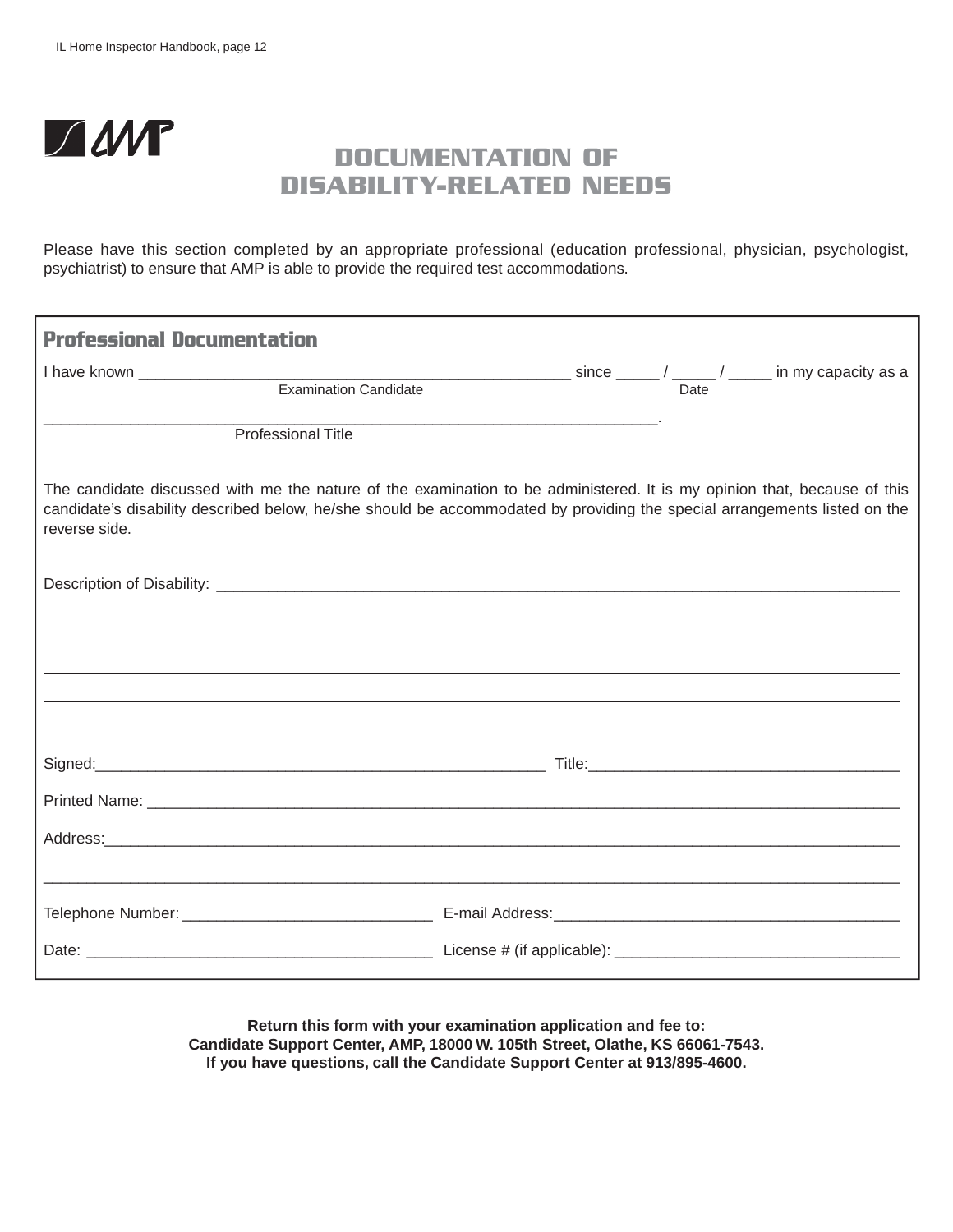# DOCUMENTATION OF DISABILITY-RELATED NEEDS

Please have this section completed by an appropriate professional (education professional, physician, psychologist, psychiatrist) to ensure that AMP is able to provide the required test accommodations.

## Professional Documentation

I have known ____________________________________________ since _____ / _____ / _____ in my capacity as a
Examination Candidate — Date

_______________________________________________________________.
Professional Title

The candidate discussed with me the nature of the examination to be administered. It is my opinion that, because of this candidate's disability described below, he/she should be accommodated by providing the special arrangements listed on the reverse side.

Description of Disability: ______________________________________________________________________

______________________________________________________________________________________

______________________________________________________________________________________

______________________________________________________________________________________

______________________________________________________________________________________

Signed:_____________________________________________ Title:_______________________________

Printed Name: ______________________________________________________________________

Address:___________________________________________________________________________

______________________________________________________________________________________

Telephone Number:________________________ E-mail Address:___________________________________

Date: __________________________________ License # (if applicable): ___________________________

**Return this form with your examination application and fee to:**
**Candidate Support Center, AMP, 18000 W. 105th Street, Olathe, KS 66061-7543.**
**If you have questions, call the Candidate Support Center at 913/895-4600.**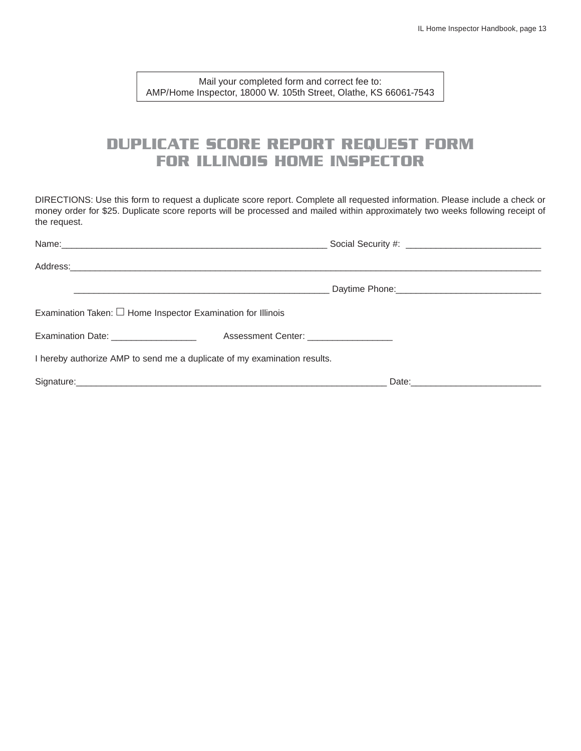Mail your completed form and correct fee to:
AMP/Home Inspector, 18000 W. 105th Street, Olathe, KS 66061-7543

# DUPLICATE SCORE REPORT REQUEST FORM FOR ILLINOIS HOME INSPECTOR

DIRECTIONS: Use this form to request a duplicate score report. Complete all requested information. Please include a check or money order for $25. Duplicate score reports will be processed and mailed within approximately two weeks following receipt of the request.

Name:_______________________________________________________ Social Security #: ___________________________

Address:_________________________________________________________________________________________________

_____________________________________________________ Daytime Phone:_____________________________

Examination Taken: ☐ Home Inspector Examination for Illinois

Examination Date: _________________ Assessment Center: _________________

I hereby authorize AMP to send me a duplicate of my examination results.

Signature:________________________________________________________________ Date:__________________________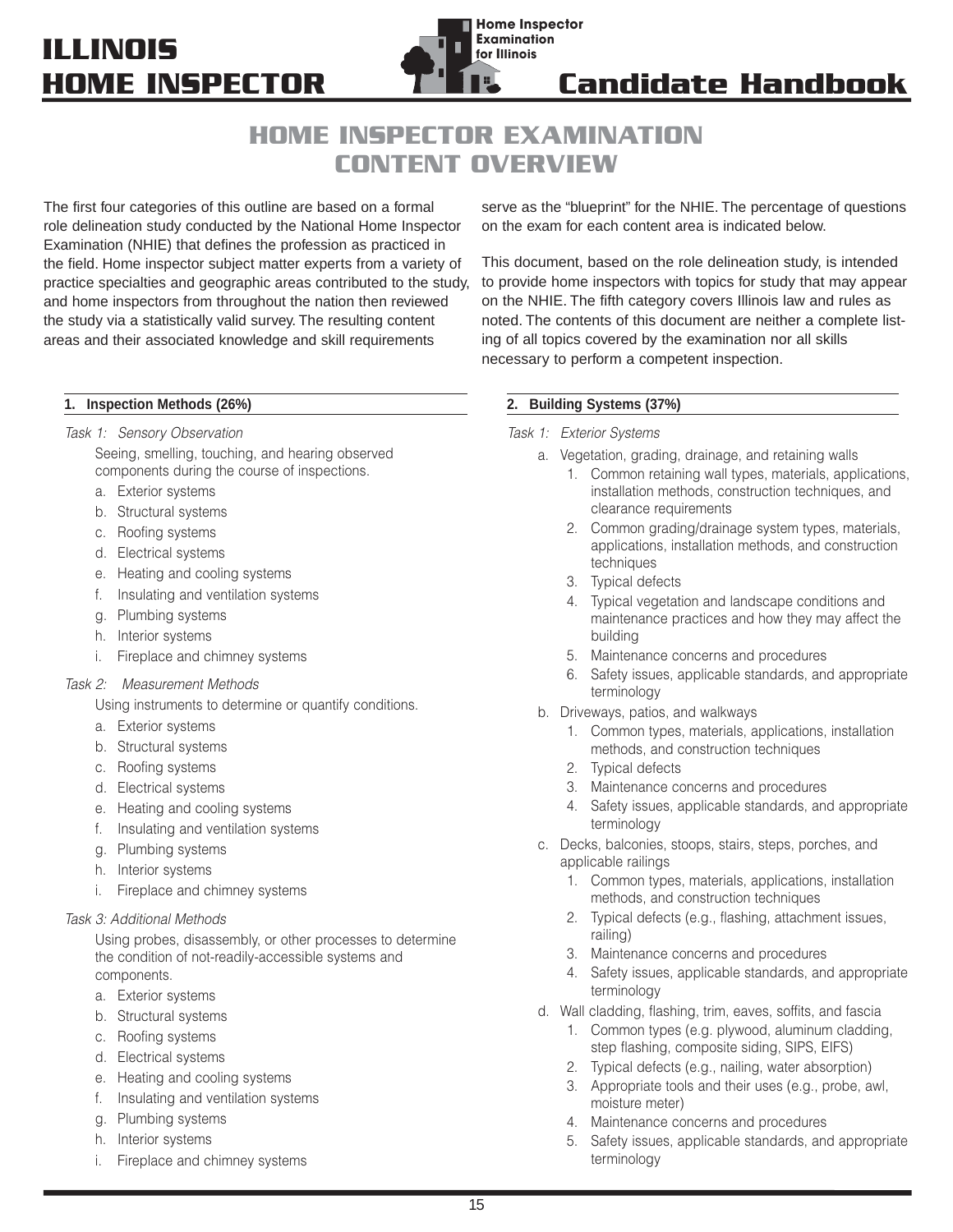# HOME INSPECTOR EXAMINATION CONTENT OVERVIEW

The first four categories of this outline are based on a formal role delineation study conducted by the National Home Inspector Examination (NHIE) that defines the profession as practiced in the field. Home inspector subject matter experts from a variety of practice specialties and geographic areas contributed to the study, and home inspectors from throughout the nation then reviewed the study via a statistically valid survey. The resulting content areas and their associated knowledge and skill requirements serve as the "blueprint" for the NHIE. The percentage of questions on the exam for each content area is indicated below.

This document, based on the role delineation study, is intended to provide home inspectors with topics for study that may appear on the NHIE. The fifth category covers Illinois law and rules as noted. The contents of this document are neither a complete listing of all topics covered by the examination nor all skills necessary to perform a competent inspection.

## 1. Inspection Methods (26%)

*Task 1: Sensory Observation*

Seeing, smelling, touching, and hearing observed components during the course of inspections.

- a. Exterior systems
- b. Structural systems
- c. Roofing systems
- d. Electrical systems
- e. Heating and cooling systems
- f. Insulating and ventilation systems
- g. Plumbing systems
- h. Interior systems
- i. Fireplace and chimney systems

*Task 2: Measurement Methods*

Using instruments to determine or quantify conditions.

- a. Exterior systems
- b. Structural systems
- c. Roofing systems
- d. Electrical systems
- e. Heating and cooling systems
- f. Insulating and ventilation systems
- g. Plumbing systems
- h. Interior systems
- i. Fireplace and chimney systems

*Task 3: Additional Methods*

Using probes, disassembly, or other processes to determine the condition of not-readily-accessible systems and components.

- a. Exterior systems
- b. Structural systems
- c. Roofing systems
- d. Electrical systems
- e. Heating and cooling systems
- f. Insulating and ventilation systems
- g. Plumbing systems
- h. Interior systems
- i. Fireplace and chimney systems

## 2. Building Systems (37%)

*Task 1: Exterior Systems*

- a. Vegetation, grading, drainage, and retaining walls
  1. Common retaining wall types, materials, applications, installation methods, construction techniques, and clearance requirements
  2. Common grading/drainage system types, materials, applications, installation methods, and construction techniques
  3. Typical defects
  4. Typical vegetation and landscape conditions and maintenance practices and how they may affect the building
  5. Maintenance concerns and procedures
  6. Safety issues, applicable standards, and appropriate terminology
- b. Driveways, patios, and walkways
  1. Common types, materials, applications, installation methods, and construction techniques
  2. Typical defects
  3. Maintenance concerns and procedures
  4. Safety issues, applicable standards, and appropriate terminology
- c. Decks, balconies, stoops, stairs, steps, porches, and applicable railings
  1. Common types, materials, applications, installation methods, and construction techniques
  2. Typical defects (e.g., flashing, attachment issues, railing)
  3. Maintenance concerns and procedures
  4. Safety issues, applicable standards, and appropriate terminology
- d. Wall cladding, flashing, trim, eaves, soffits, and fascia
  1. Common types (e.g. plywood, aluminum cladding, step flashing, composite siding, SIPS, EIFS)
  2. Typical defects (e.g., nailing, water absorption)
  3. Appropriate tools and their uses (e.g., probe, awl, moisture meter)
  4. Maintenance concerns and procedures
  5. Safety issues, applicable standards, and appropriate terminology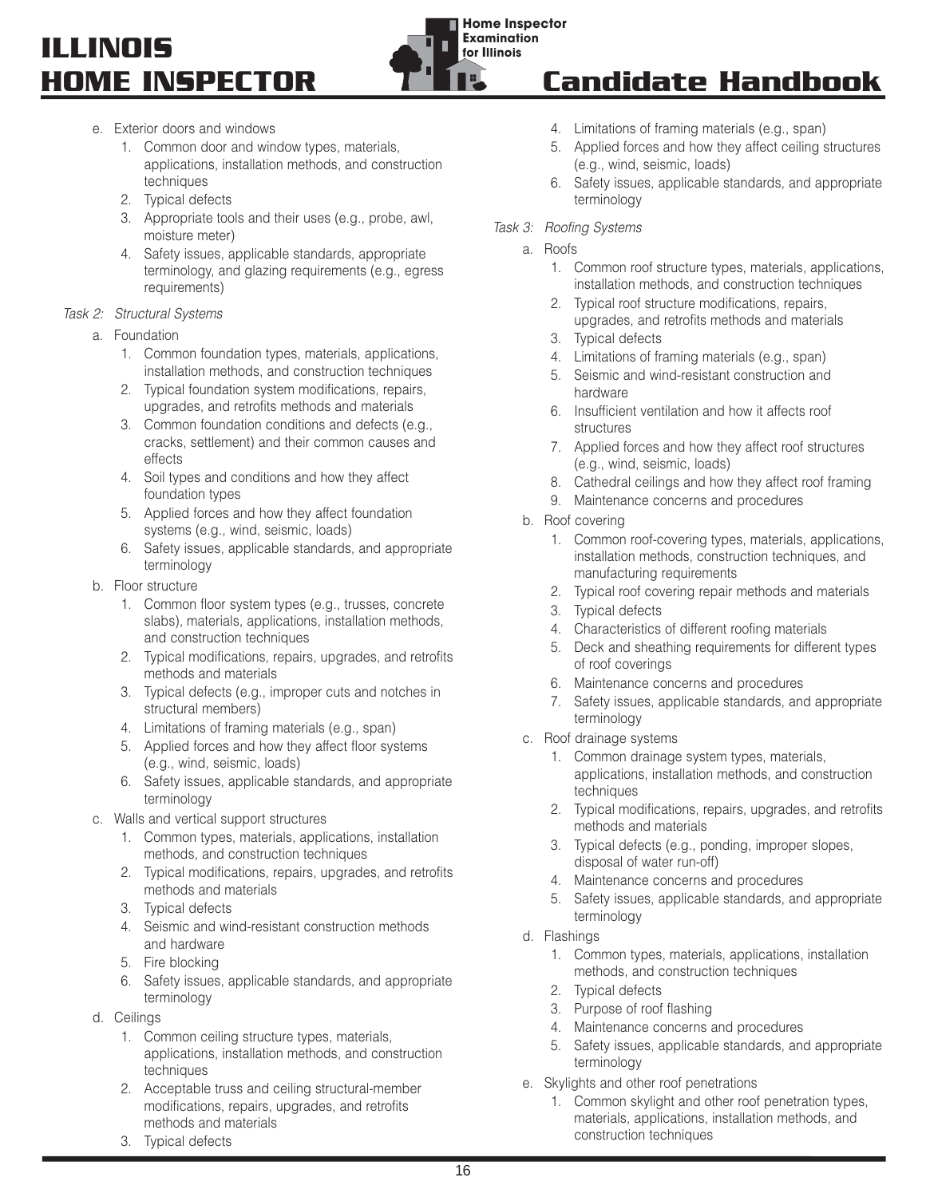e. Exterior doors and windows
    1. Common door and window types, materials, applications, installation methods, and construction techniques
    2. Typical defects
    3. Appropriate tools and their uses (e.g., probe, awl, moisture meter)
    4. Safety issues, applicable standards, appropriate terminology, and glazing requirements (e.g., egress requirements)

*Task 2: Structural Systems*

a. Foundation
    1. Common foundation types, materials, applications, installation methods, and construction techniques
    2. Typical foundation system modifications, repairs, upgrades, and retrofits methods and materials
    3. Common foundation conditions and defects (e.g., cracks, settlement) and their common causes and effects
    4. Soil types and conditions and how they affect foundation types
    5. Applied forces and how they affect foundation systems (e.g., wind, seismic, loads)
    6. Safety issues, applicable standards, and appropriate terminology
b. Floor structure
    1. Common floor system types (e.g., trusses, concrete slabs), materials, applications, installation methods, and construction techniques
    2. Typical modifications, repairs, upgrades, and retrofits methods and materials
    3. Typical defects (e.g., improper cuts and notches in structural members)
    4. Limitations of framing materials (e.g., span)
    5. Applied forces and how they affect floor systems (e.g., wind, seismic, loads)
    6. Safety issues, applicable standards, and appropriate terminology
c. Walls and vertical support structures
    1. Common types, materials, applications, installation methods, and construction techniques
    2. Typical modifications, repairs, upgrades, and retrofits methods and materials
    3. Typical defects
    4. Seismic and wind-resistant construction methods and hardware
    5. Fire blocking
    6. Safety issues, applicable standards, and appropriate terminology
d. Ceilings
    1. Common ceiling structure types, materials, applications, installation methods, and construction techniques
    2. Acceptable truss and ceiling structural-member modifications, repairs, upgrades, and retrofits methods and materials
    3. Typical defects
    4. Limitations of framing materials (e.g., span)
    5. Applied forces and how they affect ceiling structures (e.g., wind, seismic, loads)
    6. Safety issues, applicable standards, and appropriate terminology

*Task 3: Roofing Systems*

a. Roofs
    1. Common roof structure types, materials, applications, installation methods, and construction techniques
    2. Typical roof structure modifications, repairs, upgrades, and retrofits methods and materials
    3. Typical defects
    4. Limitations of framing materials (e.g., span)
    5. Seismic and wind-resistant construction and hardware
    6. Insufficient ventilation and how it affects roof structures
    7. Applied forces and how they affect roof structures (e.g., wind, seismic, loads)
    8. Cathedral ceilings and how they affect roof framing
    9. Maintenance concerns and procedures
b. Roof covering
    1. Common roof-covering types, materials, applications, installation methods, construction techniques, and manufacturing requirements
    2. Typical roof covering repair methods and materials
    3. Typical defects
    4. Characteristics of different roofing materials
    5. Deck and sheathing requirements for different types of roof coverings
    6. Maintenance concerns and procedures
    7. Safety issues, applicable standards, and appropriate terminology
c. Roof drainage systems
    1. Common drainage system types, materials, applications, installation methods, and construction techniques
    2. Typical modifications, repairs, upgrades, and retrofits methods and materials
    3. Typical defects (e.g., ponding, improper slopes, disposal of water run-off)
    4. Maintenance concerns and procedures
    5. Safety issues, applicable standards, and appropriate terminology
d. Flashings
    1. Common types, materials, applications, installation methods, and construction techniques
    2. Typical defects
    3. Purpose of roof flashing
    4. Maintenance concerns and procedures
    5. Safety issues, applicable standards, and appropriate terminology
e. Skylights and other roof penetrations
    1. Common skylight and other roof penetration types, materials, applications, installation methods, and construction techniques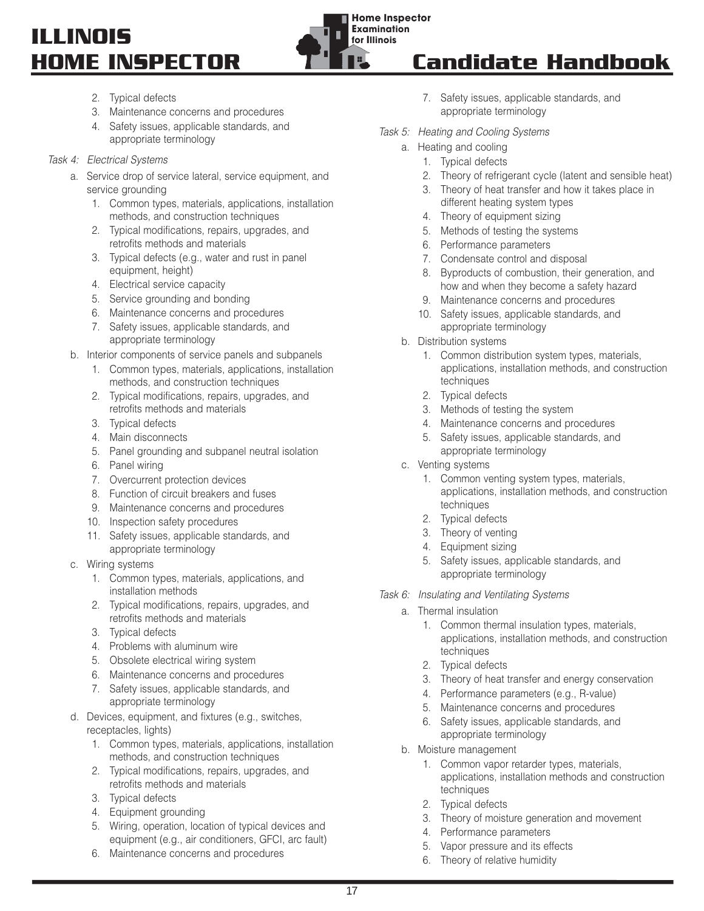2. Typical defects
3. Maintenance concerns and procedures
4. Safety issues, applicable standards, and appropriate terminology

*Task 4: Electrical Systems*

a. Service drop of service lateral, service equipment, and service grounding
   1. Common types, materials, applications, installation methods, and construction techniques
   2. Typical modifications, repairs, upgrades, and retrofits methods and materials
   3. Typical defects (e.g., water and rust in panel equipment, height)
   4. Electrical service capacity
   5. Service grounding and bonding
   6. Maintenance concerns and procedures
   7. Safety issues, applicable standards, and appropriate terminology
b. Interior components of service panels and subpanels
   1. Common types, materials, applications, installation methods, and construction techniques
   2. Typical modifications, repairs, upgrades, and retrofits methods and materials
   3. Typical defects
   4. Main disconnects
   5. Panel grounding and subpanel neutral isolation
   6. Panel wiring
   7. Overcurrent protection devices
   8. Function of circuit breakers and fuses
   9. Maintenance concerns and procedures
   10. Inspection safety procedures
   11. Safety issues, applicable standards, and appropriate terminology
c. Wiring systems
   1. Common types, materials, applications, and installation methods
   2. Typical modifications, repairs, upgrades, and retrofits methods and materials
   3. Typical defects
   4. Problems with aluminum wire
   5. Obsolete electrical wiring system
   6. Maintenance concerns and procedures
   7. Safety issues, applicable standards, and appropriate terminology
d. Devices, equipment, and fixtures (e.g., switches, receptacles, lights)
   1. Common types, materials, applications, installation methods, and construction techniques
   2. Typical modifications, repairs, upgrades, and retrofits methods and materials
   3. Typical defects
   4. Equipment grounding
   5. Wiring, operation, location of typical devices and equipment (e.g., air conditioners, GFCI, arc fault)
   6. Maintenance concerns and procedures
   7. Safety issues, applicable standards, and appropriate terminology

*Task 5: Heating and Cooling Systems*

a. Heating and cooling
   1. Typical defects
   2. Theory of refrigerant cycle (latent and sensible heat)
   3. Theory of heat transfer and how it takes place in different heating system types
   4. Theory of equipment sizing
   5. Methods of testing the systems
   6. Performance parameters
   7. Condensate control and disposal
   8. Byproducts of combustion, their generation, and how and when they become a safety hazard
   9. Maintenance concerns and procedures
   10. Safety issues, applicable standards, and appropriate terminology
b. Distribution systems
   1. Common distribution system types, materials, applications, installation methods, and construction techniques
   2. Typical defects
   3. Methods of testing the system
   4. Maintenance concerns and procedures
   5. Safety issues, applicable standards, and appropriate terminology
c. Venting systems
   1. Common venting system types, materials, applications, installation methods, and construction techniques
   2. Typical defects
   3. Theory of venting
   4. Equipment sizing
   5. Safety issues, applicable standards, and appropriate terminology

*Task 6: Insulating and Ventilating Systems*

a. Thermal insulation
   1. Common thermal insulation types, materials, applications, installation methods, and construction techniques
   2. Typical defects
   3. Theory of heat transfer and energy conservation
   4. Performance parameters (e.g., R-value)
   5. Maintenance concerns and procedures
   6. Safety issues, applicable standards, and appropriate terminology
b. Moisture management
   1. Common vapor retarder types, materials, applications, installation methods and construction techniques
   2. Typical defects
   3. Theory of moisture generation and movement
   4. Performance parameters
   5. Vapor pressure and its effects
   6. Theory of relative humidity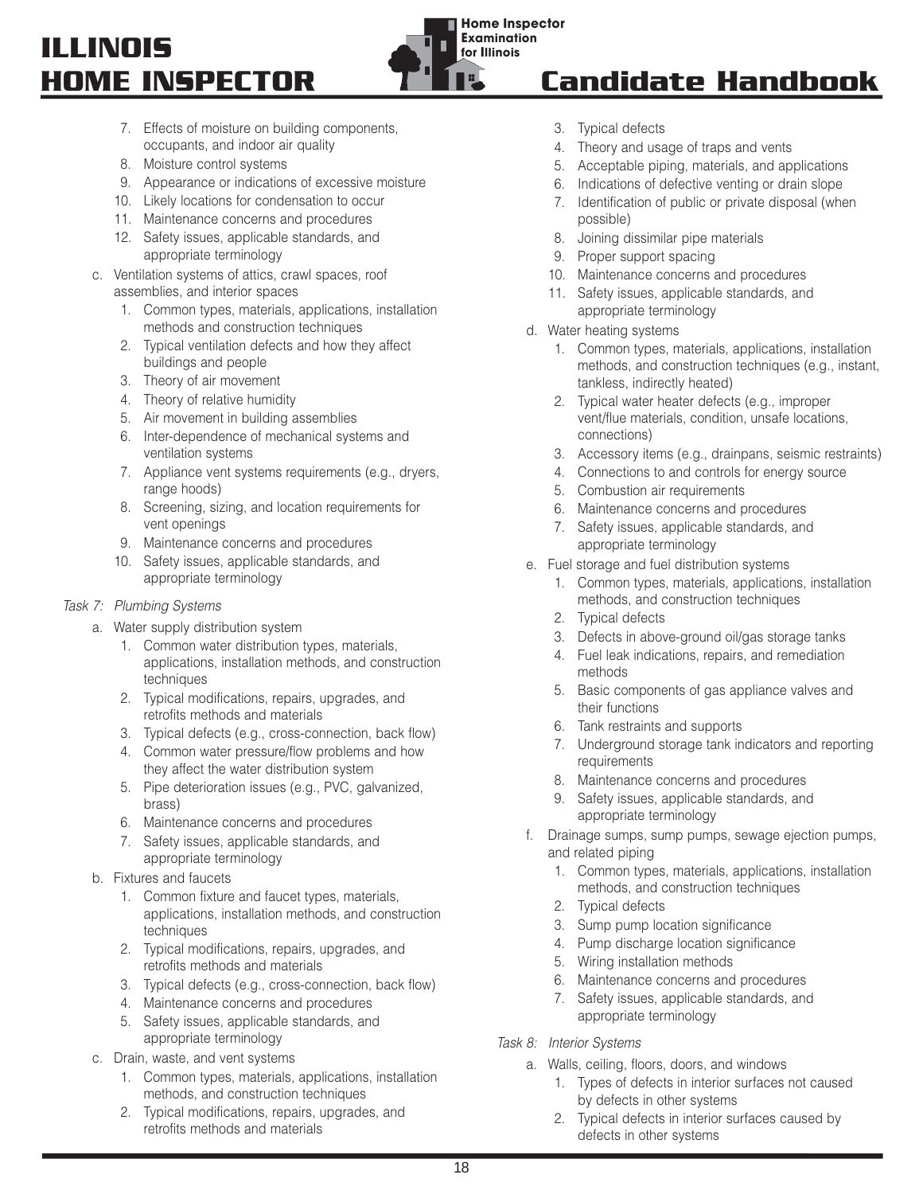7. Effects of moisture on building components, occupants, and indoor air quality
8. Moisture control systems
9. Appearance or indications of excessive moisture
10. Likely locations for condensation to occur
11. Maintenance concerns and procedures
12. Safety issues, applicable standards, and appropriate terminology

c. Ventilation systems of attics, crawl spaces, roof assemblies, and interior spaces

1. Common types, materials, applications, installation methods and construction techniques
2. Typical ventilation defects and how they affect buildings and people
3. Theory of air movement
4. Theory of relative humidity
5. Air movement in building assemblies
6. Inter-dependence of mechanical systems and ventilation systems
7. Appliance vent systems requirements (e.g., dryers, range hoods)
8. Screening, sizing, and location requirements for vent openings
9. Maintenance concerns and procedures
10. Safety issues, applicable standards, and appropriate terminology

*Task 7: Plumbing Systems*

a. Water supply distribution system

1. Common water distribution types, materials, applications, installation methods, and construction techniques
2. Typical modifications, repairs, upgrades, and retrofits methods and materials
3. Typical defects (e.g., cross-connection, back flow)
4. Common water pressure/flow problems and how they affect the water distribution system
5. Pipe deterioration issues (e.g., PVC, galvanized, brass)
6. Maintenance concerns and procedures
7. Safety issues, applicable standards, and appropriate terminology

b. Fixtures and faucets

1. Common fixture and faucet types, materials, applications, installation methods, and construction techniques
2. Typical modifications, repairs, upgrades, and retrofits methods and materials
3. Typical defects (e.g., cross-connection, back flow)
4. Maintenance concerns and procedures
5. Safety issues, applicable standards, and appropriate terminology

c. Drain, waste, and vent systems

1. Common types, materials, applications, installation methods, and construction techniques
2. Typical modifications, repairs, upgrades, and retrofits methods and materials
3. Typical defects
4. Theory and usage of traps and vents
5. Acceptable piping, materials, and applications
6. Indications of defective venting or drain slope
7. Identification of public or private disposal (when possible)
8. Joining dissimilar pipe materials
9. Proper support spacing
10. Maintenance concerns and procedures
11. Safety issues, applicable standards, and appropriate terminology

d. Water heating systems

1. Common types, materials, applications, installation methods, and construction techniques (e.g., instant, tankless, indirectly heated)
2. Typical water heater defects (e.g., improper vent/flue materials, condition, unsafe locations, connections)
3. Accessory items (e.g., drainpans, seismic restraints)
4. Connections to and controls for energy source
5. Combustion air requirements
6. Maintenance concerns and procedures
7. Safety issues, applicable standards, and appropriate terminology

e. Fuel storage and fuel distribution systems

1. Common types, materials, applications, installation methods, and construction techniques
2. Typical defects
3. Defects in above-ground oil/gas storage tanks
4. Fuel leak indications, repairs, and remediation methods
5. Basic components of gas appliance valves and their functions
6. Tank restraints and supports
7. Underground storage tank indicators and reporting requirements
8. Maintenance concerns and procedures
9. Safety issues, applicable standards, and appropriate terminology

f. Drainage sumps, sump pumps, sewage ejection pumps, and related piping

1. Common types, materials, applications, installation methods, and construction techniques
2. Typical defects
3. Sump pump location significance
4. Pump discharge location significance
5. Wiring installation methods
6. Maintenance concerns and procedures
7. Safety issues, applicable standards, and appropriate terminology

*Task 8: Interior Systems*

a. Walls, ceiling, floors, doors, and windows

1. Types of defects in interior surfaces not caused by defects in other systems
2. Typical defects in interior surfaces caused by defects in other systems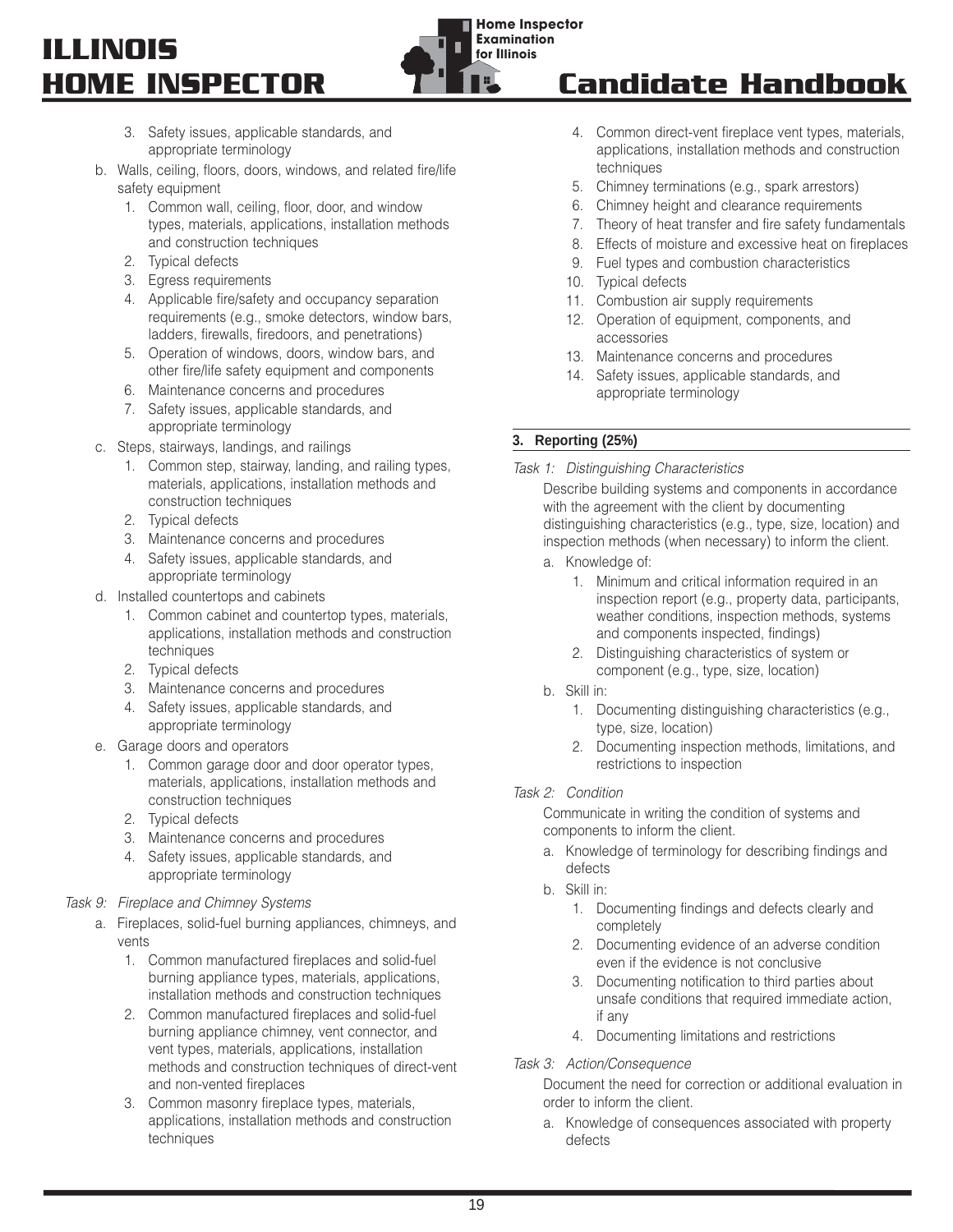3. Safety issues, applicable standards, and appropriate terminology

b. Walls, ceiling, floors, doors, windows, and related fire/life safety equipment
   1. Common wall, ceiling, floor, door, and window types, materials, applications, installation methods and construction techniques
   2. Typical defects
   3. Egress requirements
   4. Applicable fire/safety and occupancy separation requirements (e.g., smoke detectors, window bars, ladders, firewalls, firedoors, and penetrations)
   5. Operation of windows, doors, window bars, and other fire/life safety equipment and components
   6. Maintenance concerns and procedures
   7. Safety issues, applicable standards, and appropriate terminology

c. Steps, stairways, landings, and railings
   1. Common step, stairway, landing, and railing types, materials, applications, installation methods and construction techniques
   2. Typical defects
   3. Maintenance concerns and procedures
   4. Safety issues, applicable standards, and appropriate terminology

d. Installed countertops and cabinets
   1. Common cabinet and countertop types, materials, applications, installation methods and construction techniques
   2. Typical defects
   3. Maintenance concerns and procedures
   4. Safety issues, applicable standards, and appropriate terminology

e. Garage doors and operators
   1. Common garage door and door operator types, materials, applications, installation methods and construction techniques
   2. Typical defects
   3. Maintenance concerns and procedures
   4. Safety issues, applicable standards, and appropriate terminology

*Task 9: Fireplace and Chimney Systems*

a. Fireplaces, solid-fuel burning appliances, chimneys, and vents
   1. Common manufactured fireplaces and solid-fuel burning appliance types, materials, applications, installation methods and construction techniques
   2. Common manufactured fireplaces and solid-fuel burning appliance chimney, vent connector, and vent types, materials, applications, installation methods and construction techniques of direct-vent and non-vented fireplaces
   3. Common masonry fireplace types, materials, applications, installation methods and construction techniques
   4. Common direct-vent fireplace vent types, materials, applications, installation methods and construction techniques
   5. Chimney terminations (e.g., spark arrestors)
   6. Chimney height and clearance requirements
   7. Theory of heat transfer and fire safety fundamentals
   8. Effects of moisture and excessive heat on fireplaces
   9. Fuel types and combustion characteristics
   10. Typical defects
   11. Combustion air supply requirements
   12. Operation of equipment, components, and accessories
   13. Maintenance concerns and procedures
   14. Safety issues, applicable standards, and appropriate terminology

## 3. Reporting (25%)

*Task 1: Distinguishing Characteristics*

Describe building systems and components in accordance with the agreement with the client by documenting distinguishing characteristics (e.g., type, size, location) and inspection methods (when necessary) to inform the client.

a. Knowledge of:
   1. Minimum and critical information required in an inspection report (e.g., property data, participants, weather conditions, inspection methods, systems and components inspected, findings)
   2. Distinguishing characteristics of system or component (e.g., type, size, location)

b. Skill in:
   1. Documenting distinguishing characteristics (e.g., type, size, location)
   2. Documenting inspection methods, limitations, and restrictions to inspection

*Task 2: Condition*

Communicate in writing the condition of systems and components to inform the client.

a. Knowledge of terminology for describing findings and defects

b. Skill in:
   1. Documenting findings and defects clearly and completely
   2. Documenting evidence of an adverse condition even if the evidence is not conclusive
   3. Documenting notification to third parties about unsafe conditions that required immediate action, if any
   4. Documenting limitations and restrictions

*Task 3: Action/Consequence*

Document the need for correction or additional evaluation in order to inform the client.

a. Knowledge of consequences associated with property defects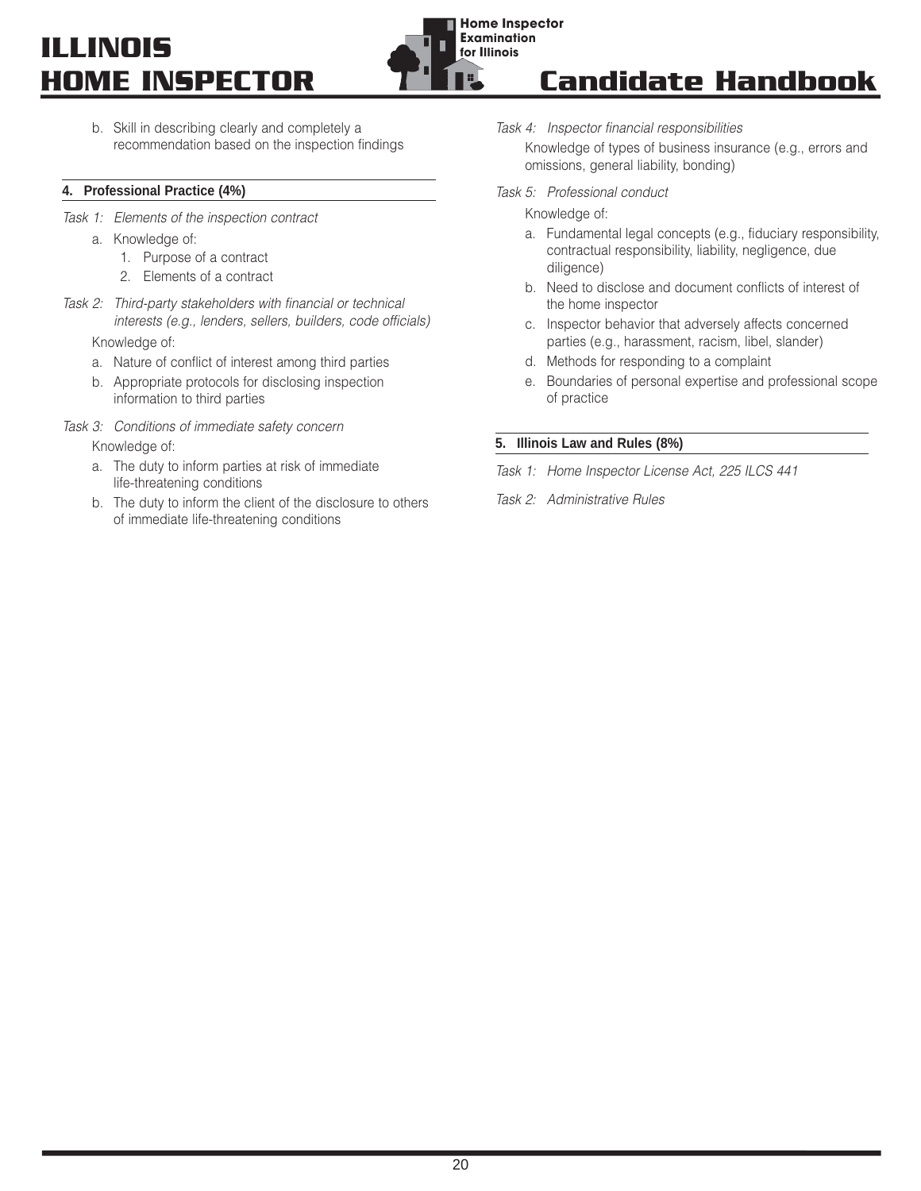b. Skill in describing clearly and completely a recommendation based on the inspection findings

## 4. Professional Practice (4%)

*Task 1: Elements of the inspection contract*

a. Knowledge of:
   1. Purpose of a contract
   2. Elements of a contract

*Task 2: Third-party stakeholders with financial or technical interests (e.g., lenders, sellers, builders, code officials)*

Knowledge of:

a. Nature of conflict of interest among third parties
b. Appropriate protocols for disclosing inspection information to third parties

*Task 3: Conditions of immediate safety concern*

Knowledge of:

a. The duty to inform parties at risk of immediate life-threatening conditions
b. The duty to inform the client of the disclosure to others of immediate life-threatening conditions

*Task 4: Inspector financial responsibilities*

Knowledge of types of business insurance (e.g., errors and omissions, general liability, bonding)

*Task 5: Professional conduct*

Knowledge of:

a. Fundamental legal concepts (e.g., fiduciary responsibility, contractual responsibility, liability, negligence, due diligence)
b. Need to disclose and document conflicts of interest of the home inspector
c. Inspector behavior that adversely affects concerned parties (e.g., harassment, racism, libel, slander)
d. Methods for responding to a complaint
e. Boundaries of personal expertise and professional scope of practice

## 5. Illinois Law and Rules (8%)

*Task 1: Home Inspector License Act, 225 ILCS 441*

*Task 2: Administrative Rules*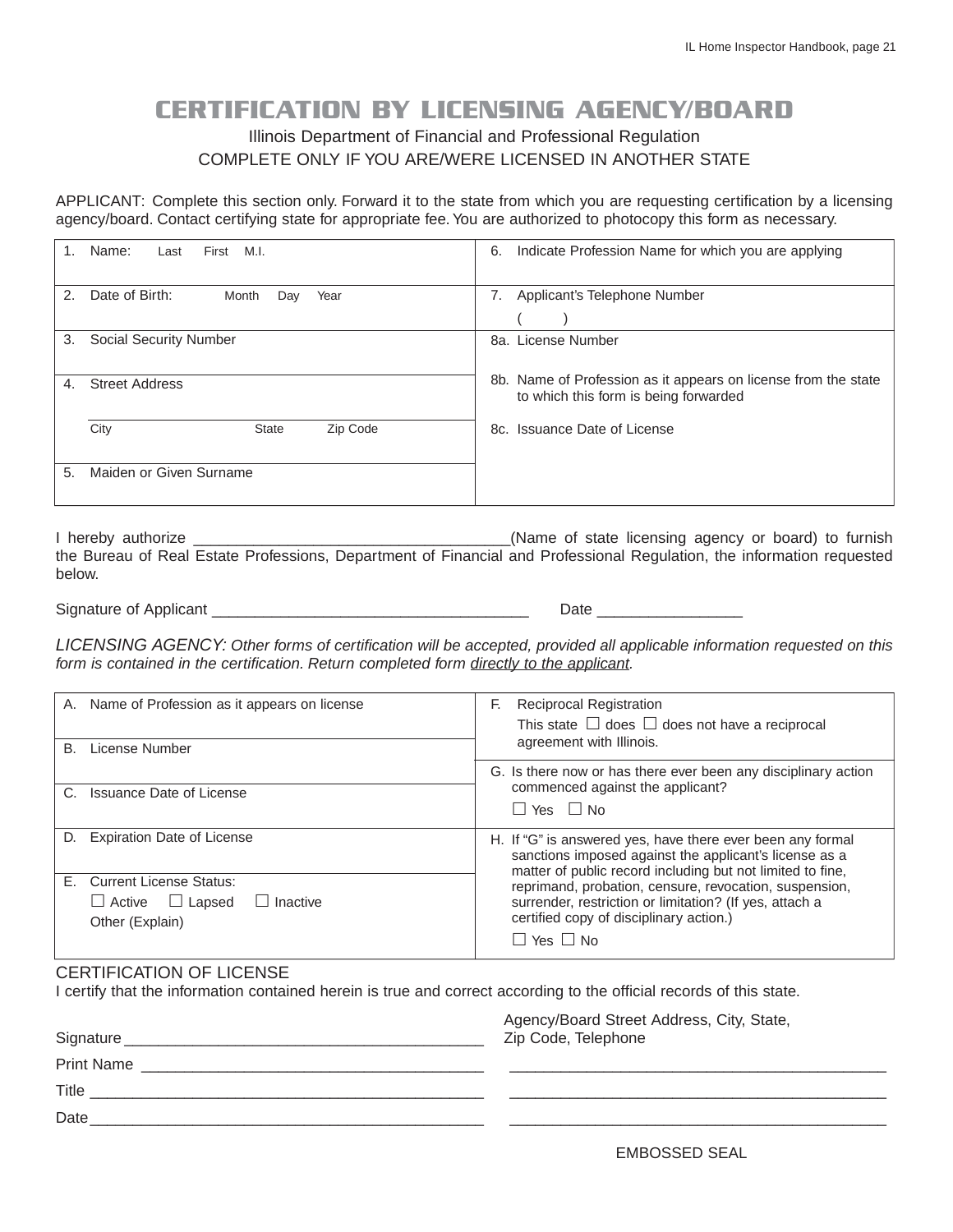# CERTIFICATION BY LICENSING AGENCY/BOARD

Illinois Department of Financial and Professional Regulation

COMPLETE ONLY IF YOU ARE/WERE LICENSED IN ANOTHER STATE

APPLICANT: Complete this section only. Forward it to the state from which you are requesting certification by a licensing agency/board. Contact certifying state for appropriate fee. You are authorized to photocopy this form as necessary.

| | |
|---|---|
| 1. Name: Last First M.I. | 6. Indicate Profession Name for which you are applying |
| 2. Date of Birth: Month Day Year | 7. Applicant's Telephone Number ( ) |
| 3. Social Security Number | 8a. License Number |
| 4. Street Address<br>City State Zip Code | 8b. Name of Profession as it appears on license from the state to which this form is being forwarded<br>8c. Issuance Date of License |
| 5. Maiden or Given Surname | |

I hereby authorize ____________________________________(Name of state licensing agency or board) to furnish the Bureau of Real Estate Professions, Department of Financial and Professional Regulation, the information requested below.

Signature of Applicant ____________________________________ Date ________________

*LICENSING AGENCY: Other forms of certification will be accepted, provided all applicable information requested on this form is contained in the certification. Return completed form directly to the applicant.*

| | |
|---|---|
| A. Name of Profession as it appears on license | F. Reciprocal Registration<br>This state ☐ does ☐ does not have a reciprocal agreement with Illinois. |
| B. License Number | |
| C. Issuance Date of License | G. Is there now or has there ever been any disciplinary action commenced against the applicant?<br>☐ Yes ☐ No |
| D. Expiration Date of License | H. If "G" is answered yes, have there ever been any formal sanctions imposed against the applicant's license as a matter of public record including but not limited to fine, reprimand, probation, censure, revocation, suspension, surrender, restriction or limitation? (If yes, attach a certified copy of disciplinary action.)<br>☐ Yes ☐ No |
| E. Current License Status:<br>☐ Active ☐ Lapsed ☐ Inactive<br>Other (Explain) | |

CERTIFICATION OF LICENSE

I certify that the information contained herein is true and correct according to the official records of this state.

Signature ________________________________________

Print Name ________________________________________

Title ________________________________________

Date ________________________________________

Agency/Board Street Address, City, State, Zip Code, Telephone

________________________________________

________________________________________

________________________________________

EMBOSSED SEAL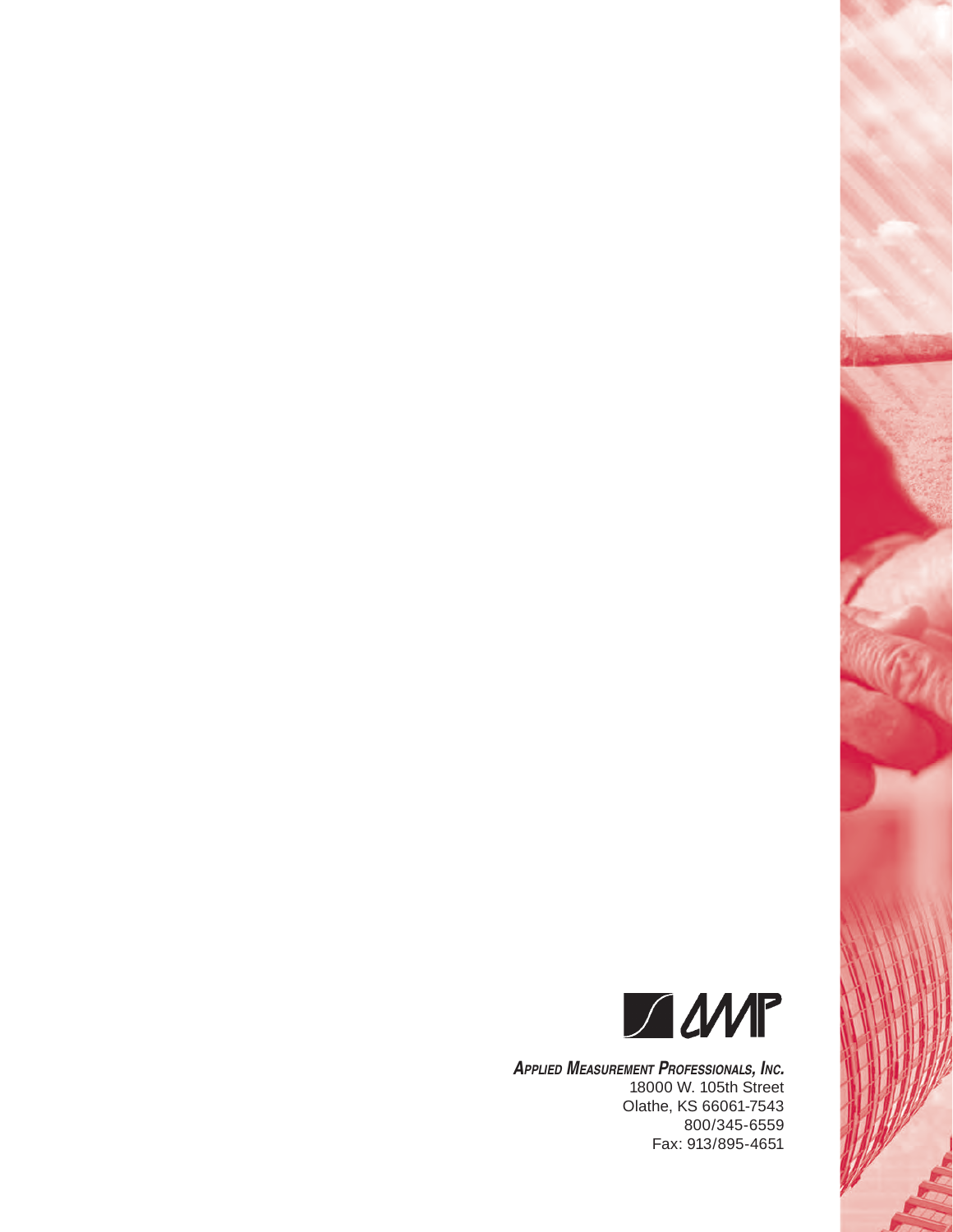***Applied Measurement Professionals, Inc.***

18000 W. 105th Street
Olathe, KS 66061-7543
800/345-6559
Fax: 913/895-4651